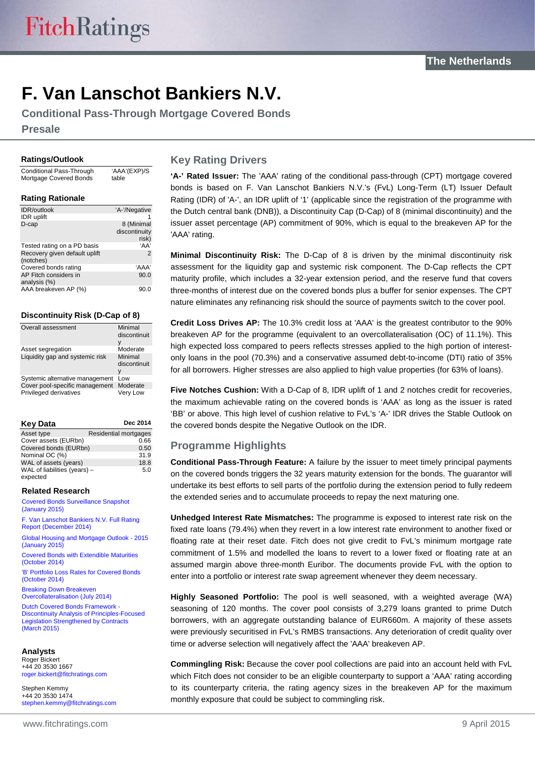The Netherlands

# F. Van Lanschot Bankiers N.V.

## Conditional Pass-Through Mortgage Covered Bonds

## Presale

### Ratings/Outlook

| | |
|---|---|
| Conditional Pass-Through Mortgage Covered Bonds | 'AAA'(EXP)/S table |

### Rating Rationale

| | |
|---|---|
| IDR/outlook | 'A-'/Negative |
| IDR uplift | 1 |
| D-cap | 8 (Minimal discontinuity risk) |
| Tested rating on a PD basis | 'AA' |
| Recovery given default uplift (notches) | 2 |
| Covered bonds rating | 'AAA' |
| AP Fitch considers in analysis (%) | 90.0 |
| AAA breakeven AP (%) | 90.0 |

### Discontinuity Risk (D-Cap of 8)

| | |
|---|---|
| Overall assessment | Minimal discontinuity |
| Asset segregation | Moderate |
| Liquidity gap and systemic risk | Minimal discontinuity |
| Systemic alternative management | Low |
| Cover pool-specific management | Moderate |
| Privileged derivatives | Very Low |

### Key Data

| | Dec 2014 |
|---|---|
| Asset type | Residential mortgages |
| Cover assets (EURbn) | 0.66 |
| Covered bonds (EURbn) | 0.50 |
| Nominal OC (%) | 31.9 |
| WAL of assets (years) | 18.8 |
| WAL of liabilities (years) – expected | 5.0 |

### Related Research

Covered Bonds Surveillance Snapshot (January 2015)

F. Van Lanschot Bankiers N.V. Full Rating Report (December 2014)

Global Housing and Mortgage Outlook - 2015 (January 2015)

Covered Bonds with Extendible Maturities (October 2014)

'B' Portfolio Loss Rates for Covered Bonds (October 2014)

Breaking Down Breakeven Overcollateralisation (July 2014)

Dutch Covered Bonds Framework - Discontinuity Analysis of Principles-Focused Legislation Strengthened by Contracts (March 2015)

### Analysts

Roger Bickert
+44 20 3530 1667
roger.bickert@fitchratings.com

Stephen Kemmy
+44 20 3530 1474
stephen.kemmy@fitchratings.com

## Key Rating Drivers

**'A-' Rated Issuer:** The 'AAA' rating of the conditional pass-through (CPT) mortgage covered bonds is based on F. Van Lanschot Bankiers N.V.'s (FvL) Long-Term (LT) Issuer Default Rating (IDR) of 'A-', an IDR uplift of '1' (applicable since the registration of the programme with the Dutch central bank (DNB)), a Discontinuity Cap (D-Cap) of 8 (minimal discontinuity) and the issuer asset percentage (AP) commitment of 90%, which is equal to the breakeven AP for the 'AAA' rating.

**Minimal Discontinuity Risk:** The D-Cap of 8 is driven by the minimal discontinuity risk assessment for the liquidity gap and systemic risk component. The D-Cap reflects the CPT maturity profile, which includes a 32-year extension period, and the reserve fund that covers three-months of interest due on the covered bonds plus a buffer for senior expenses. The CPT nature eliminates any refinancing risk should the source of payments switch to the cover pool.

**Credit Loss Drives AP:** The 10.3% credit loss at 'AAA' is the greatest contributor to the 90% breakeven AP for the programme (equivalent to an overcollateralisation (OC) of 11.1%). This high expected loss compared to peers reflects stresses applied to the high portion of interest-only loans in the pool (70.3%) and a conservative assumed debt-to-income (DTI) ratio of 35% for all borrowers. Higher stresses are also applied to high value properties (for 63% of loans).

**Five Notches Cushion:** With a D-Cap of 8, IDR uplift of 1 and 2 notches credit for recoveries, the maximum achievable rating on the covered bonds is 'AAA' as long as the issuer is rated 'BB' or above. This high level of cushion relative to FvL's 'A-' IDR drives the Stable Outlook on the covered bonds despite the Negative Outlook on the IDR.

## Programme Highlights

**Conditional Pass-Through Feature:** A failure by the issuer to meet timely principal payments on the covered bonds triggers the 32 years maturity extension for the bonds. The guarantor will undertake its best efforts to sell parts of the portfolio during the extension period to fully redeem the extended series and to accumulate proceeds to repay the next maturing one.

**Unhedged Interest Rate Mismatches:** The programme is exposed to interest rate risk on the fixed rate loans (79.4%) when they revert in a low interest rate environment to another fixed or floating rate at their reset date. Fitch does not give credit to FvL's minimum mortgage rate commitment of 1.5% and modelled the loans to revert to a lower fixed or floating rate at an assumed margin above three-month Euribor. The documents provide FvL with the option to enter into a portfolio or interest rate swap agreement whenever they deem necessary.

**Highly Seasoned Portfolio:** The pool is well seasoned, with a weighted average (WA) seasoning of 120 months. The cover pool consists of 3,279 loans granted to prime Dutch borrowers, with an aggregate outstanding balance of EUR660m. A majority of these assets were previously securitised in FvL's RMBS transactions. Any deterioration of credit quality over time or adverse selection will negatively affect the 'AAA' breakeven AP.

**Commingling Risk:** Because the cover pool collections are paid into an account held with FvL which Fitch does not consider to be an eligible counterparty to support a 'AAA' rating according to its counterparty criteria, the rating agency sizes in the breakeven AP for the maximum monthly exposure that could be subject to commingling risk.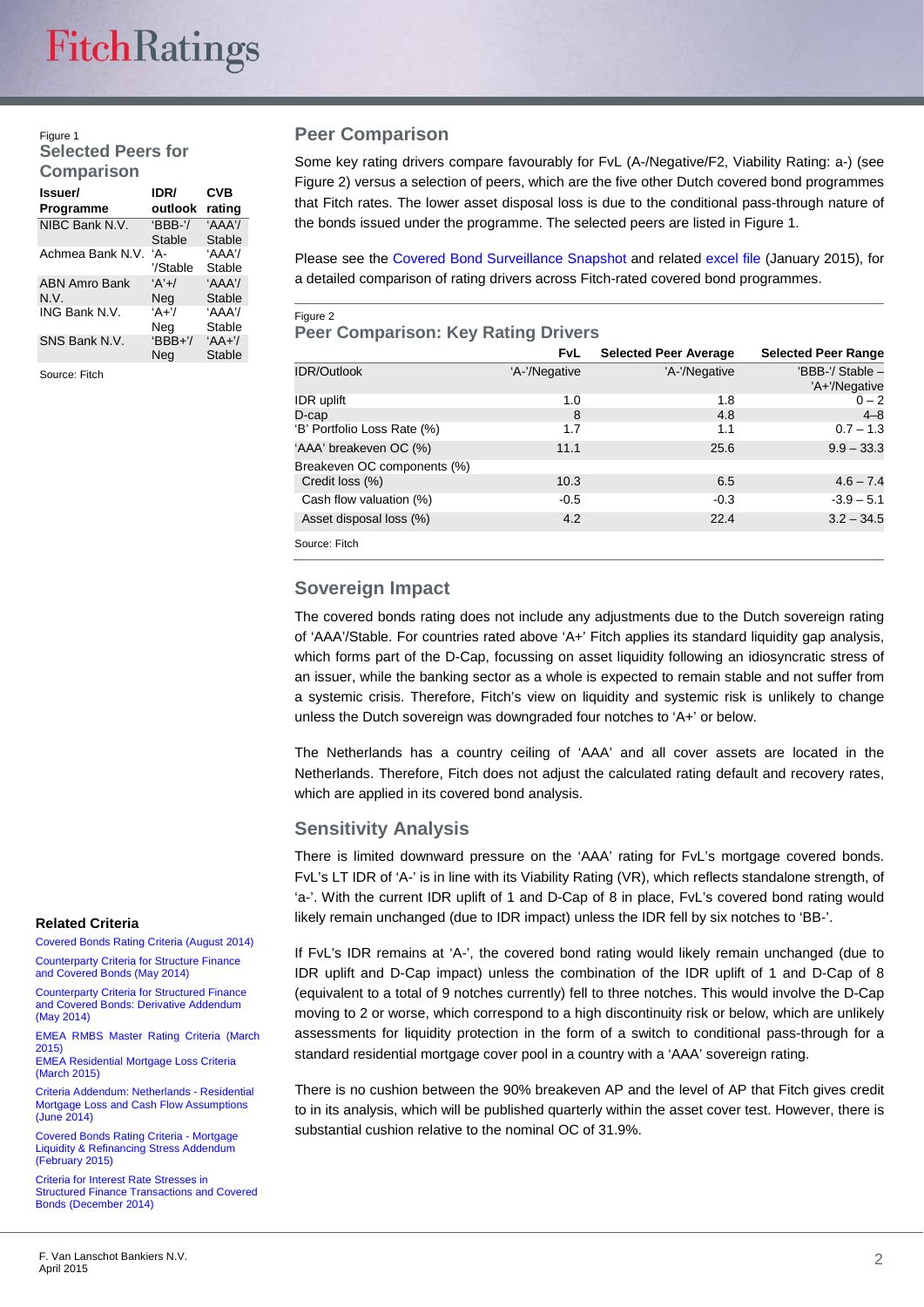Figure 1

### Selected Peers for Comparison

| Issuer/ Programme | IDR/ outlook | CVB rating |
|---|---|---|
| NIBC Bank N.V. | 'BBB-'/ Stable | 'AAA'/ Stable |
| Achmea Bank N.V. | 'A-'/Stable | 'AAA'/ Stable |
| ABN Amro Bank N.V. | 'A'+/ Neg | 'AAA'/ Stable |
| ING Bank N.V. | 'A+'/ Neg | 'AAA'/ Stable |
| SNS Bank N.V. | 'BBB+'/ Neg | 'AA+'/ Stable |

Source: Fitch

## Peer Comparison

Some key rating drivers compare favourably for FvL (A-/Negative/F2, Viability Rating: a-) (see Figure 2) versus a selection of peers, which are the five other Dutch covered bond programmes that Fitch rates. The lower asset disposal loss is due to the conditional pass-through nature of the bonds issued under the programme. The selected peers are listed in Figure 1.

Please see the Covered Bond Surveillance Snapshot and related excel file (January 2015), for a detailed comparison of rating drivers across Fitch-rated covered bond programmes.

Figure 2

### Peer Comparison: Key Rating Drivers

| | FvL | Selected Peer Average | Selected Peer Range |
|---|---|---|---|
| IDR/Outlook | 'A-'/Negative | 'A-'/Negative | 'BBB-'/ Stable – 'A+'/Negative |
| IDR uplift | 1.0 | 1.8 | 0 – 2 |
| D-cap | 8 | 4.8 | 4–8 |
| 'B' Portfolio Loss Rate (%) | 1.7 | 1.1 | 0.7 – 1.3 |
| 'AAA' breakeven OC (%) | 11.1 | 25.6 | 9.9 – 33.3 |
| Breakeven OC components (%) | | | |
| Credit loss (%) | 10.3 | 6.5 | 4.6 – 7.4 |
| Cash flow valuation (%) | -0.5 | -0.3 | -3.9 – 5.1 |
| Asset disposal loss (%) | 4.2 | 22.4 | 3.2 – 34.5 |

Source: Fitch

## Sovereign Impact

The covered bonds rating does not include any adjustments due to the Dutch sovereign rating of 'AAA'/Stable. For countries rated above 'A+' Fitch applies its standard liquidity gap analysis, which forms part of the D-Cap, focussing on asset liquidity following an idiosyncratic stress of an issuer, while the banking sector as a whole is expected to remain stable and not suffer from a systemic crisis. Therefore, Fitch's view on liquidity and systemic risk is unlikely to change unless the Dutch sovereign was downgraded four notches to 'A+' or below.

The Netherlands has a country ceiling of 'AAA' and all cover assets are located in the Netherlands. Therefore, Fitch does not adjust the calculated rating default and recovery rates, which are applied in its covered bond analysis.

## Sensitivity Analysis

There is limited downward pressure on the 'AAA' rating for FvL's mortgage covered bonds. FvL's LT IDR of 'A-' is in line with its Viability Rating (VR), which reflects standalone strength, of 'a-'. With the current IDR uplift of 1 and D-Cap of 8 in place, FvL's covered bond rating would likely remain unchanged (due to IDR impact) unless the IDR fell by six notches to 'BB-'.

If FvL's IDR remains at 'A-', the covered bond rating would likely remain unchanged (due to IDR uplift and D-Cap impact) unless the combination of the IDR uplift of 1 and D-Cap of 8 (equivalent to a total of 9 notches currently) fell to three notches. This would involve the D-Cap moving to 2 or worse, which correspond to a high discontinuity risk or below, which are unlikely assessments for liquidity protection in the form of a switch to conditional pass-through for a standard residential mortgage cover pool in a country with a 'AAA' sovereign rating.

There is no cushion between the 90% breakeven AP and the level of AP that Fitch gives credit to in its analysis, which will be published quarterly within the asset cover test. However, there is substantial cushion relative to the nominal OC of 31.9%.

### Related Criteria

- Covered Bonds Rating Criteria (August 2014)
- Counterparty Criteria for Structure Finance and Covered Bonds (May 2014)
- Counterparty Criteria for Structured Finance and Covered Bonds: Derivative Addendum (May 2014)
- EMEA RMBS Master Rating Criteria (March 2015)
- EMEA Residential Mortgage Loss Criteria (March 2015)
- Criteria Addendum: Netherlands - Residential Mortgage Loss and Cash Flow Assumptions (June 2014)
- Covered Bonds Rating Criteria - Mortgage Liquidity & Refinancing Stress Addendum (February 2015)
- Criteria for Interest Rate Stresses in Structured Finance Transactions and Covered Bonds (December 2014)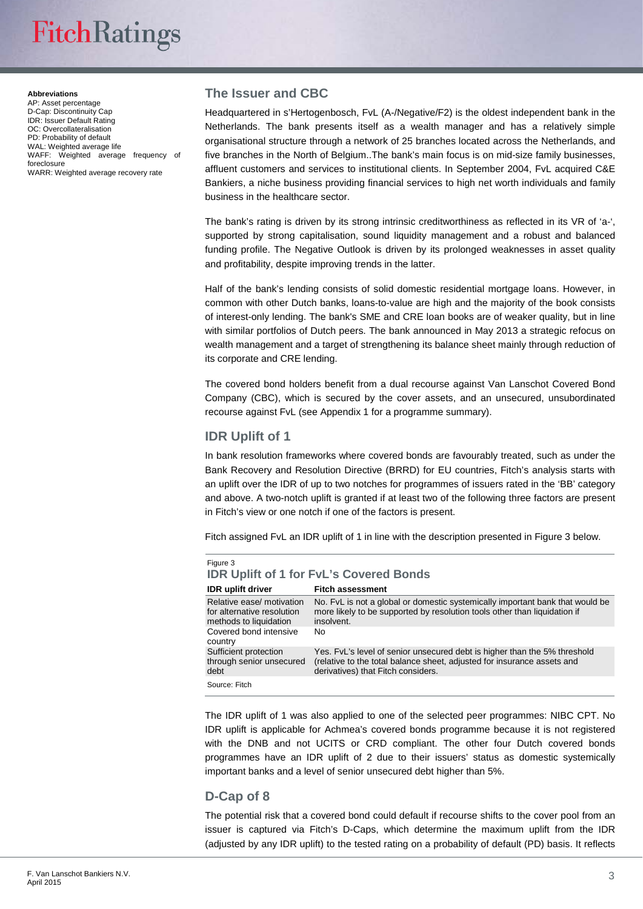**Abbreviations**
AP: Asset percentage
D-Cap: Discontinuity Cap
IDR: Issuer Default Rating
OC: Overcollateralisation
PD: Probability of default
WAL: Weighted average life
WAFF: Weighted average frequency of foreclosure
WARR: Weighted average recovery rate

## The Issuer and CBC

Headquartered in s'Hertogenbosch, FvL (A-/Negative/F2) is the oldest independent bank in the Netherlands. The bank presents itself as a wealth manager and has a relatively simple organisational structure through a network of 25 branches located across the Netherlands, and five branches in the North of Belgium..The bank's main focus is on mid-size family businesses, affluent customers and services to institutional clients. In September 2004, FvL acquired C&E Bankiers, a niche business providing financial services to high net worth individuals and family business in the healthcare sector.

The bank's rating is driven by its strong intrinsic creditworthiness as reflected in its VR of 'a-', supported by strong capitalisation, sound liquidity management and a robust and balanced funding profile. The Negative Outlook is driven by its prolonged weaknesses in asset quality and profitability, despite improving trends in the latter.

Half of the bank's lending consists of solid domestic residential mortgage loans. However, in common with other Dutch banks, loans-to-value are high and the majority of the book consists of interest-only lending. The bank's SME and CRE loan books are of weaker quality, but in line with similar portfolios of Dutch peers. The bank announced in May 2013 a strategic refocus on wealth management and a target of strengthening its balance sheet mainly through reduction of its corporate and CRE lending.

The covered bond holders benefit from a dual recourse against Van Lanschot Covered Bond Company (CBC), which is secured by the cover assets, and an unsecured, unsubordinated recourse against FvL (see Appendix 1 for a programme summary).

## IDR Uplift of 1

In bank resolution frameworks where covered bonds are favourably treated, such as under the Bank Recovery and Resolution Directive (BRRD) for EU countries, Fitch's analysis starts with an uplift over the IDR of up to two notches for programmes of issuers rated in the 'BB' category and above. A two-notch uplift is granted if at least two of the following three factors are present in Fitch's view or one notch if one of the factors is present.

Fitch assigned FvL an IDR uplift of 1 in line with the description presented in Figure 3 below.

Figure 3
**IDR Uplift of 1 for FvL's Covered Bonds**

| IDR uplift driver | Fitch assessment |
|---|---|
| Relative ease/ motivation for alternative resolution methods to liquidation | No. FvL is not a global or domestic systemically important bank that would be more likely to be supported by resolution tools other than liquidation if insolvent. |
| Covered bond intensive country | No |
| Sufficient protection through senior unsecured debt | Yes. FvL's level of senior unsecured debt is higher than the 5% threshold (relative to the total balance sheet, adjusted for insurance assets and derivatives) that Fitch considers. |

Source: Fitch

The IDR uplift of 1 was also applied to one of the selected peer programmes: NIBC CPT. No IDR uplift is applicable for Achmea's covered bonds programme because it is not registered with the DNB and not UCITS or CRD compliant. The other four Dutch covered bonds programmes have an IDR uplift of 2 due to their issuers' status as domestic systemically important banks and a level of senior unsecured debt higher than 5%.

## D-Cap of 8

The potential risk that a covered bond could default if recourse shifts to the cover pool from an issuer is captured via Fitch's D-Caps, which determine the maximum uplift from the IDR (adjusted by any IDR uplift) to the tested rating on a probability of default (PD) basis. It reflects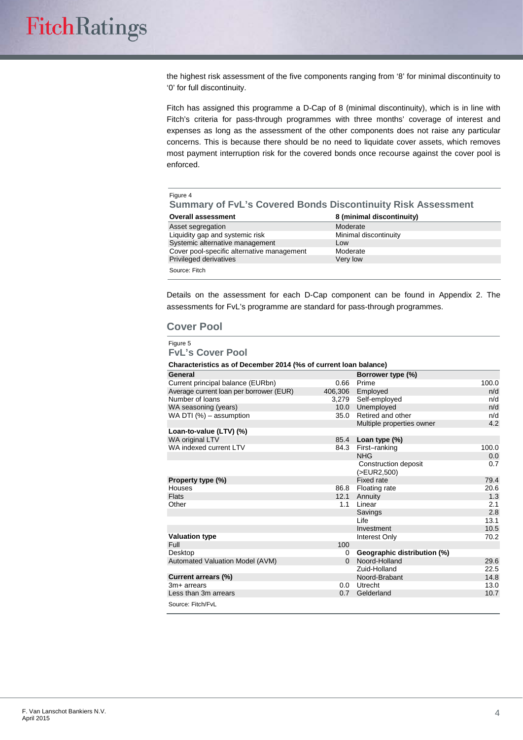the highest risk assessment of the five components ranging from '8' for minimal discontinuity to '0' for full discontinuity.

Fitch has assigned this programme a D-Cap of 8 (minimal discontinuity), which is in line with Fitch's criteria for pass-through programmes with three months' coverage of interest and expenses as long as the assessment of the other components does not raise any particular concerns. This is because there should be no need to liquidate cover assets, which removes most payment interruption risk for the covered bonds once recourse against the cover pool is enforced.

Figure 4

**Summary of FvL's Covered Bonds Discontinuity Risk Assessment**

| Overall assessment | 8 (minimal discontinuity) |
|---|---|
| Asset segregation | Moderate |
| Liquidity gap and systemic risk | Minimal discontinuity |
| Systemic alternative management | Low |
| Cover pool-specific alternative management | Moderate |
| Privileged derivatives | Very low |

Source: Fitch

Details on the assessment for each D-Cap component can be found in Appendix 2. The assessments for FvL's programme are standard for pass-through programmes.

## Cover Pool

Figure 5

**FvL's Cover Pool**

**Characteristics as of December 2014 (% of current loan balance)**

| General | | Borrower type (%) | |
|---|---|---|---|
| Current principal balance (EURbn) | 0.66 | Prime | 100.0 |
| Average current loan per borrower (EUR) | 406,306 | Employed | n/d |
| Number of loans | 3,279 | Self-employed | n/d |
| WA seasoning (years) | 10.0 | Unemployed | n/d |
| WA DTI (%) – assumption | 35.0 | Retired and other | n/d |
| | | Multiple properties owner | 4.2 |
| **Loan-to-value (LTV) (%)** | | | |
| WA original LTV | 85.4 | **Loan type (%)** | |
| WA indexed current LTV | 84.3 | First–ranking | 100.0 |
| | | NHG | 0.0 |
| | | Construction deposit (>EUR2,500) | 0.7 |
| **Property type (%)** | | Fixed rate | 79.4 |
| Houses | 86.8 | Floating rate | 20.6 |
| Flats | 12.1 | Annuity | 1.3 |
| Other | 1.1 | Linear | 2.1 |
| | | Savings | 2.8 |
| | | Life | 13.1 |
| | | Investment | 10.5 |
| **Valuation type** | | Interest Only | 70.2 |
| Full | 100 | | |
| Desktop | 0 | **Geographic distribution (%)** | |
| Automated Valuation Model (AVM) | 0 | Noord-Holland | 29.6 |
| | | Zuid-Holland | 22.5 |
| **Current arrears (%)** | | Noord-Brabant | 14.8 |
| 3m+ arrears | 0.0 | Utrecht | 13.0 |
| Less than 3m arrears | 0.7 | Gelderland | 10.7 |

Source: Fitch/FvL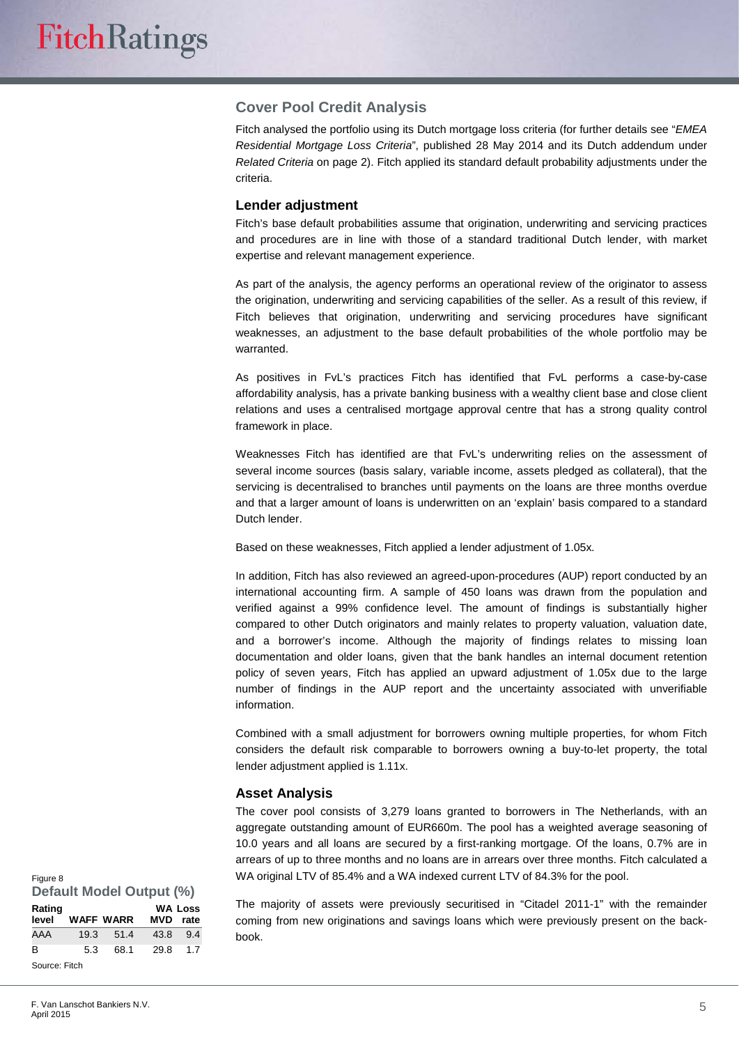## Cover Pool Credit Analysis

Fitch analysed the portfolio using its Dutch mortgage loss criteria (for further details see "*EMEA Residential Mortgage Loss Criteria*", published 28 May 2014 and its Dutch addendum under *Related Criteria* on page 2). Fitch applied its standard default probability adjustments under the criteria.

### Lender adjustment

Fitch's base default probabilities assume that origination, underwriting and servicing practices and procedures are in line with those of a standard traditional Dutch lender, with market expertise and relevant management experience.

As part of the analysis, the agency performs an operational review of the originator to assess the origination, underwriting and servicing capabilities of the seller. As a result of this review, if Fitch believes that origination, underwriting and servicing procedures have significant weaknesses, an adjustment to the base default probabilities of the whole portfolio may be warranted.

As positives in FvL's practices Fitch has identified that FvL performs a case-by-case affordability analysis, has a private banking business with a wealthy client base and close client relations and uses a centralised mortgage approval centre that has a strong quality control framework in place.

Weaknesses Fitch has identified are that FvL's underwriting relies on the assessment of several income sources (basis salary, variable income, assets pledged as collateral), that the servicing is decentralised to branches until payments on the loans are three months overdue and that a larger amount of loans is underwritten on an 'explain' basis compared to a standard Dutch lender.

Based on these weaknesses, Fitch applied a lender adjustment of 1.05x.

In addition, Fitch has also reviewed an agreed-upon-procedures (AUP) report conducted by an international accounting firm. A sample of 450 loans was drawn from the population and verified against a 99% confidence level. The amount of findings is substantially higher compared to other Dutch originators and mainly relates to property valuation, valuation date, and a borrower's income. Although the majority of findings relates to missing loan documentation and older loans, given that the bank handles an internal document retention policy of seven years, Fitch has applied an upward adjustment of 1.05x due to the large number of findings in the AUP report and the uncertainty associated with unverifiable information.

Combined with a small adjustment for borrowers owning multiple properties, for whom Fitch considers the default risk comparable to borrowers owning a buy-to-let property, the total lender adjustment applied is 1.11x.

### Asset Analysis

The cover pool consists of 3,279 loans granted to borrowers in The Netherlands, with an aggregate outstanding amount of EUR660m. The pool has a weighted average seasoning of 10.0 years and all loans are secured by a first-ranking mortgage. Of the loans, 0.7% are in arrears of up to three months and no loans are in arrears over three months. Fitch calculated a WA original LTV of 85.4% and a WA indexed current LTV of 84.3% for the pool.

The majority of assets were previously securitised in "Citadel 2011-1" with the remainder coming from new originations and savings loans which were previously present on the back-book.

Figure 8

**Default Model Output (%)**

| Rating level | WAFF | WARR | MVD | WA Loss rate |
|---|---|---|---|---|
| AAA | 19.3 | 51.4 | 43.8 | 9.4 |
| B | 5.3 | 68.1 | 29.8 | 1.7 |

Source: Fitch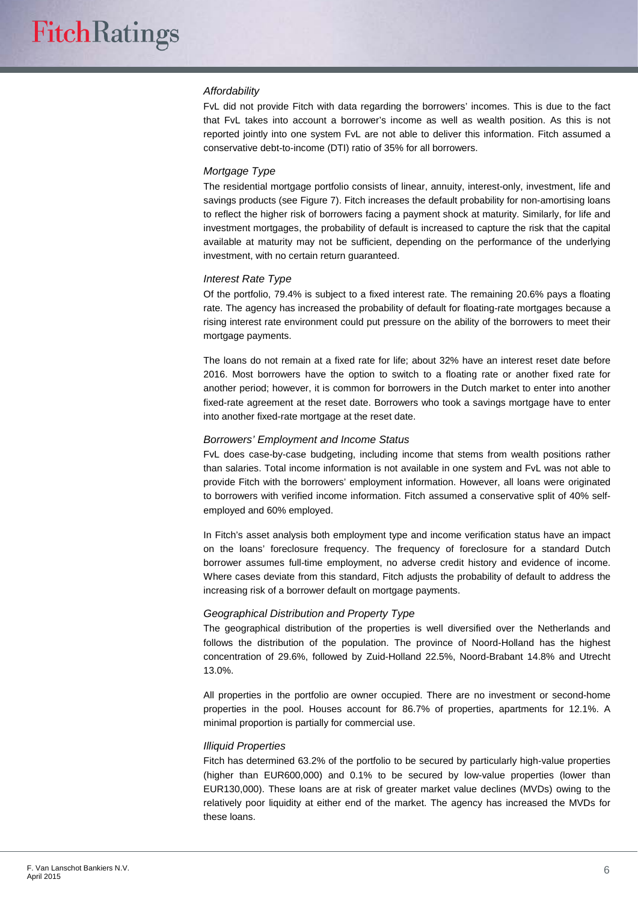*Affordability*

FvL did not provide Fitch with data regarding the borrowers' incomes. This is due to the fact that FvL takes into account a borrower's income as well as wealth position. As this is not reported jointly into one system FvL are not able to deliver this information. Fitch assumed a conservative debt-to-income (DTI) ratio of 35% for all borrowers.

*Mortgage Type*

The residential mortgage portfolio consists of linear, annuity, interest-only, investment, life and savings products (see Figure 7). Fitch increases the default probability for non-amortising loans to reflect the higher risk of borrowers facing a payment shock at maturity. Similarly, for life and investment mortgages, the probability of default is increased to capture the risk that the capital available at maturity may not be sufficient, depending on the performance of the underlying investment, with no certain return guaranteed.

*Interest Rate Type*

Of the portfolio, 79.4% is subject to a fixed interest rate. The remaining 20.6% pays a floating rate. The agency has increased the probability of default for floating-rate mortgages because a rising interest rate environment could put pressure on the ability of the borrowers to meet their mortgage payments.

The loans do not remain at a fixed rate for life; about 32% have an interest reset date before 2016. Most borrowers have the option to switch to a floating rate or another fixed rate for another period; however, it is common for borrowers in the Dutch market to enter into another fixed-rate agreement at the reset date. Borrowers who took a savings mortgage have to enter into another fixed-rate mortgage at the reset date.

*Borrowers' Employment and Income Status*

FvL does case-by-case budgeting, including income that stems from wealth positions rather than salaries. Total income information is not available in one system and FvL was not able to provide Fitch with the borrowers' employment information. However, all loans were originated to borrowers with verified income information. Fitch assumed a conservative split of 40% self-employed and 60% employed.

In Fitch's asset analysis both employment type and income verification status have an impact on the loans' foreclosure frequency. The frequency of foreclosure for a standard Dutch borrower assumes full-time employment, no adverse credit history and evidence of income. Where cases deviate from this standard, Fitch adjusts the probability of default to address the increasing risk of a borrower default on mortgage payments.

*Geographical Distribution and Property Type*

The geographical distribution of the properties is well diversified over the Netherlands and follows the distribution of the population. The province of Noord-Holland has the highest concentration of 29.6%, followed by Zuid-Holland 22.5%, Noord-Brabant 14.8% and Utrecht 13.0%.

All properties in the portfolio are owner occupied. There are no investment or second-home properties in the pool. Houses account for 86.7% of properties, apartments for 12.1%. A minimal proportion is partially for commercial use.

*Illiquid Properties*

Fitch has determined 63.2% of the portfolio to be secured by particularly high-value properties (higher than EUR600,000) and 0.1% to be secured by low-value properties (lower than EUR130,000). These loans are at risk of greater market value declines (MVDs) owing to the relatively poor liquidity at either end of the market. The agency has increased the MVDs for these loans.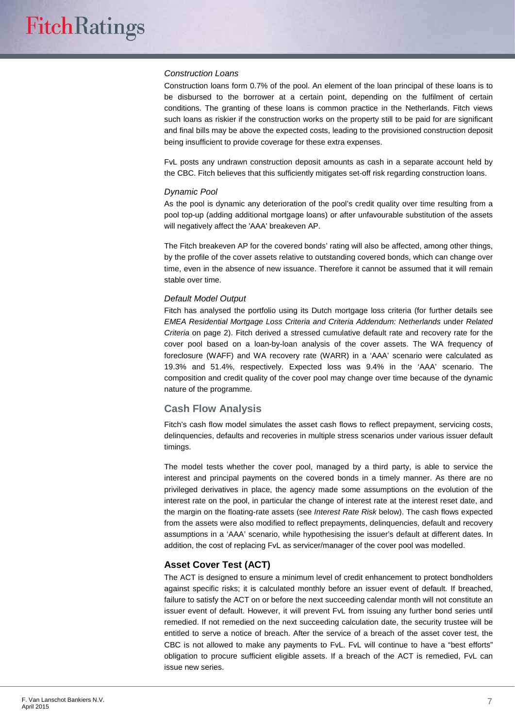*Construction Loans*

Construction loans form 0.7% of the pool. An element of the loan principal of these loans is to be disbursed to the borrower at a certain point, depending on the fulfilment of certain conditions. The granting of these loans is common practice in the Netherlands. Fitch views such loans as riskier if the construction works on the property still to be paid for are significant and final bills may be above the expected costs, leading to the provisioned construction deposit being insufficient to provide coverage for these extra expenses.

FvL posts any undrawn construction deposit amounts as cash in a separate account held by the CBC. Fitch believes that this sufficiently mitigates set-off risk regarding construction loans.

*Dynamic Pool*

As the pool is dynamic any deterioration of the pool's credit quality over time resulting from a pool top-up (adding additional mortgage loans) or after unfavourable substitution of the assets will negatively affect the 'AAA' breakeven AP.

The Fitch breakeven AP for the covered bonds' rating will also be affected, among other things, by the profile of the cover assets relative to outstanding covered bonds, which can change over time, even in the absence of new issuance. Therefore it cannot be assumed that it will remain stable over time.

*Default Model Output*

Fitch has analysed the portfolio using its Dutch mortgage loss criteria (for further details see *EMEA Residential Mortgage Loss Criteria and Criteria Addendum: Netherlands* under *Related Criteria* on page 2). Fitch derived a stressed cumulative default rate and recovery rate for the cover pool based on a loan-by-loan analysis of the cover assets. The WA frequency of foreclosure (WAFF) and WA recovery rate (WARR) in a 'AAA' scenario were calculated as 19.3% and 51.4%, respectively. Expected loss was 9.4% in the 'AAA' scenario. The composition and credit quality of the cover pool may change over time because of the dynamic nature of the programme.

## Cash Flow Analysis

Fitch's cash flow model simulates the asset cash flows to reflect prepayment, servicing costs, delinquencies, defaults and recoveries in multiple stress scenarios under various issuer default timings.

The model tests whether the cover pool, managed by a third party, is able to service the interest and principal payments on the covered bonds in a timely manner. As there are no privileged derivatives in place, the agency made some assumptions on the evolution of the interest rate on the pool, in particular the change of interest rate at the interest reset date, and the margin on the floating-rate assets (see *Interest Rate Risk* below). The cash flows expected from the assets were also modified to reflect prepayments, delinquencies, default and recovery assumptions in a 'AAA' scenario, while hypothesising the issuer's default at different dates. In addition, the cost of replacing FvL as servicer/manager of the cover pool was modelled.

## Asset Cover Test (ACT)

The ACT is designed to ensure a minimum level of credit enhancement to protect bondholders against specific risks; it is calculated monthly before an issuer event of default. If breached, failure to satisfy the ACT on or before the next succeeding calendar month will not constitute an issuer event of default. However, it will prevent FvL from issuing any further bond series until remedied. If not remedied on the next succeeding calculation date, the security trustee will be entitled to serve a notice of breach. After the service of a breach of the asset cover test, the CBC is not allowed to make any payments to FvL. FvL will continue to have a "best efforts" obligation to procure sufficient eligible assets. If a breach of the ACT is remedied, FvL can issue new series.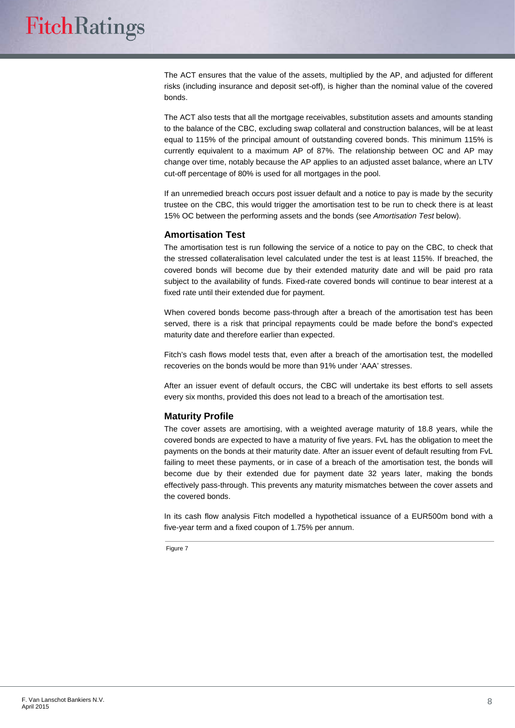The ACT ensures that the value of the assets, multiplied by the AP, and adjusted for different risks (including insurance and deposit set-off), is higher than the nominal value of the covered bonds.

The ACT also tests that all the mortgage receivables, substitution assets and amounts standing to the balance of the CBC, excluding swap collateral and construction balances, will be at least equal to 115% of the principal amount of outstanding covered bonds. This minimum 115% is currently equivalent to a maximum AP of 87%. The relationship between OC and AP may change over time, notably because the AP applies to an adjusted asset balance, where an LTV cut-off percentage of 80% is used for all mortgages in the pool.

If an unremedied breach occurs post issuer default and a notice to pay is made by the security trustee on the CBC, this would trigger the amortisation test to be run to check there is at least 15% OC between the performing assets and the bonds (see *Amortisation Test* below).

### Amortisation Test

The amortisation test is run following the service of a notice to pay on the CBC, to check that the stressed collateralisation level calculated under the test is at least 115%. If breached, the covered bonds will become due by their extended maturity date and will be paid pro rata subject to the availability of funds. Fixed-rate covered bonds will continue to bear interest at a fixed rate until their extended due for payment.

When covered bonds become pass-through after a breach of the amortisation test has been served, there is a risk that principal repayments could be made before the bond's expected maturity date and therefore earlier than expected.

Fitch's cash flows model tests that, even after a breach of the amortisation test, the modelled recoveries on the bonds would be more than 91% under 'AAA' stresses.

After an issuer event of default occurs, the CBC will undertake its best efforts to sell assets every six months, provided this does not lead to a breach of the amortisation test.

### Maturity Profile

The cover assets are amortising, with a weighted average maturity of 18.8 years, while the covered bonds are expected to have a maturity of five years. FvL has the obligation to meet the payments on the bonds at their maturity date. After an issuer event of default resulting from FvL failing to meet these payments, or in case of a breach of the amortisation test, the bonds will become due by their extended due for payment date 32 years later, making the bonds effectively pass-through. This prevents any maturity mismatches between the cover assets and the covered bonds.

In its cash flow analysis Fitch modelled a hypothetical issuance of a EUR500m bond with a five-year term and a fixed coupon of 1.75% per annum.

Figure 7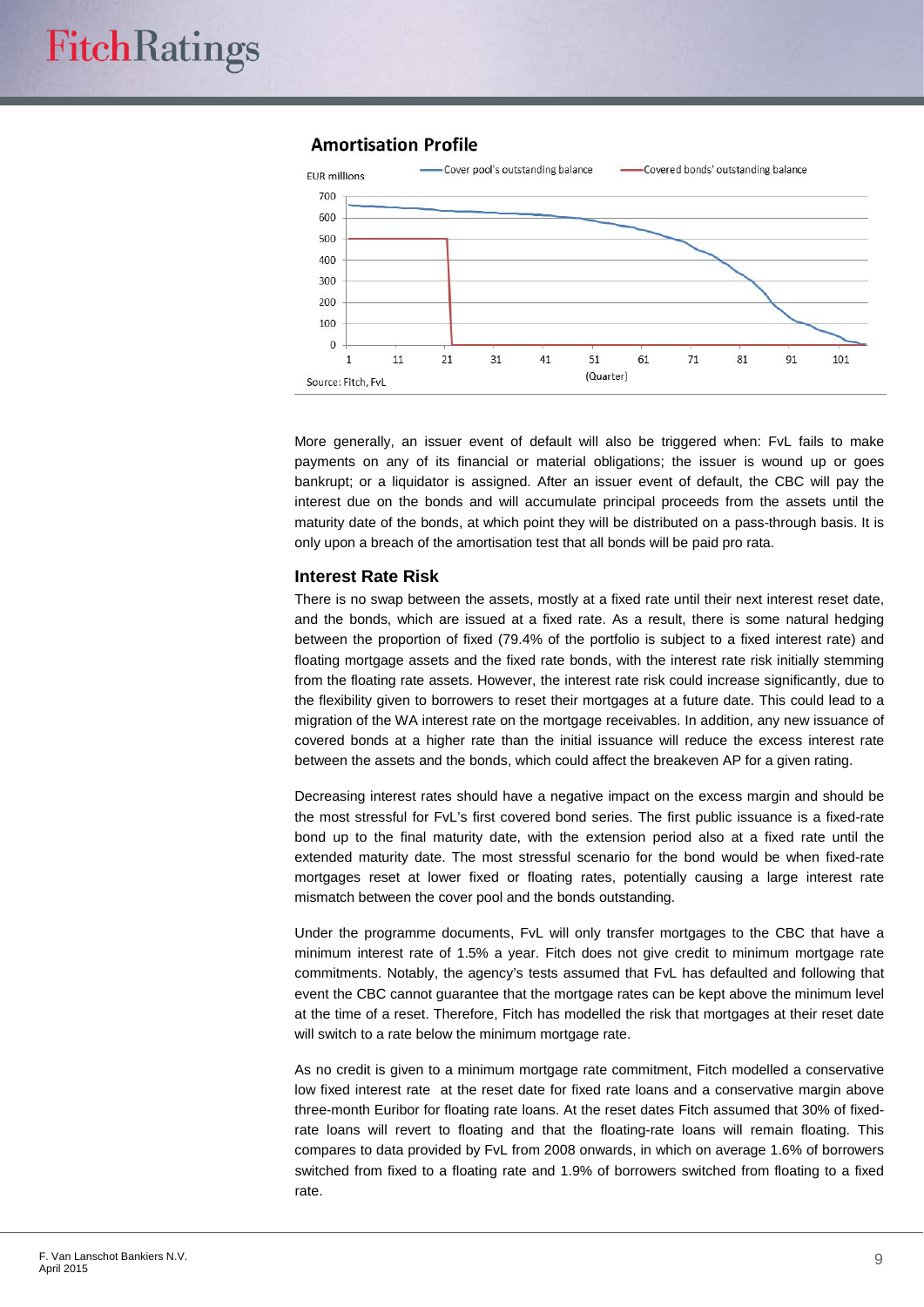## Amortisation Profile

EUR millions — Cover pool's outstanding balance; Covered bonds' outstanding balance

(Quarter)

Source: Fitch, FvL

More generally, an issuer event of default will also be triggered when: FvL fails to make payments on any of its financial or material obligations; the issuer is wound up or goes bankrupt; or a liquidator is assigned. After an issuer event of default, the CBC will pay the interest due on the bonds and will accumulate principal proceeds from the assets until the maturity date of the bonds, at which point they will be distributed on a pass-through basis. It is only upon a breach of the amortisation test that all bonds will be paid pro rata.

### Interest Rate Risk

There is no swap between the assets, mostly at a fixed rate until their next interest reset date, and the bonds, which are issued at a fixed rate. As a result, there is some natural hedging between the proportion of fixed (79.4% of the portfolio is subject to a fixed interest rate) and floating mortgage assets and the fixed rate bonds, with the interest rate risk initially stemming from the floating rate assets. However, the interest rate risk could increase significantly, due to the flexibility given to borrowers to reset their mortgages at a future date. This could lead to a migration of the WA interest rate on the mortgage receivables. In addition, any new issuance of covered bonds at a higher rate than the initial issuance will reduce the excess interest rate between the assets and the bonds, which could affect the breakeven AP for a given rating.

Decreasing interest rates should have a negative impact on the excess margin and should be the most stressful for FvL's first covered bond series. The first public issuance is a fixed-rate bond up to the final maturity date, with the extension period also at a fixed rate until the extended maturity date. The most stressful scenario for the bond would be when fixed-rate mortgages reset at lower fixed or floating rates, potentially causing a large interest rate mismatch between the cover pool and the bonds outstanding.

Under the programme documents, FvL will only transfer mortgages to the CBC that have a minimum interest rate of 1.5% a year. Fitch does not give credit to minimum mortgage rate commitments. Notably, the agency's tests assumed that FvL has defaulted and following that event the CBC cannot guarantee that the mortgage rates can be kept above the minimum level at the time of a reset. Therefore, Fitch has modelled the risk that mortgages at their reset date will switch to a rate below the minimum mortgage rate.

As no credit is given to a minimum mortgage rate commitment, Fitch modelled a conservative low fixed interest rate at the reset date for fixed rate loans and a conservative margin above three-month Euribor for floating rate loans. At the reset dates Fitch assumed that 30% of fixed-rate loans will revert to floating and that the floating-rate loans will remain floating. This compares to data provided by FvL from 2008 onwards, in which on average 1.6% of borrowers switched from fixed to a floating rate and 1.9% of borrowers switched from floating to a fixed rate.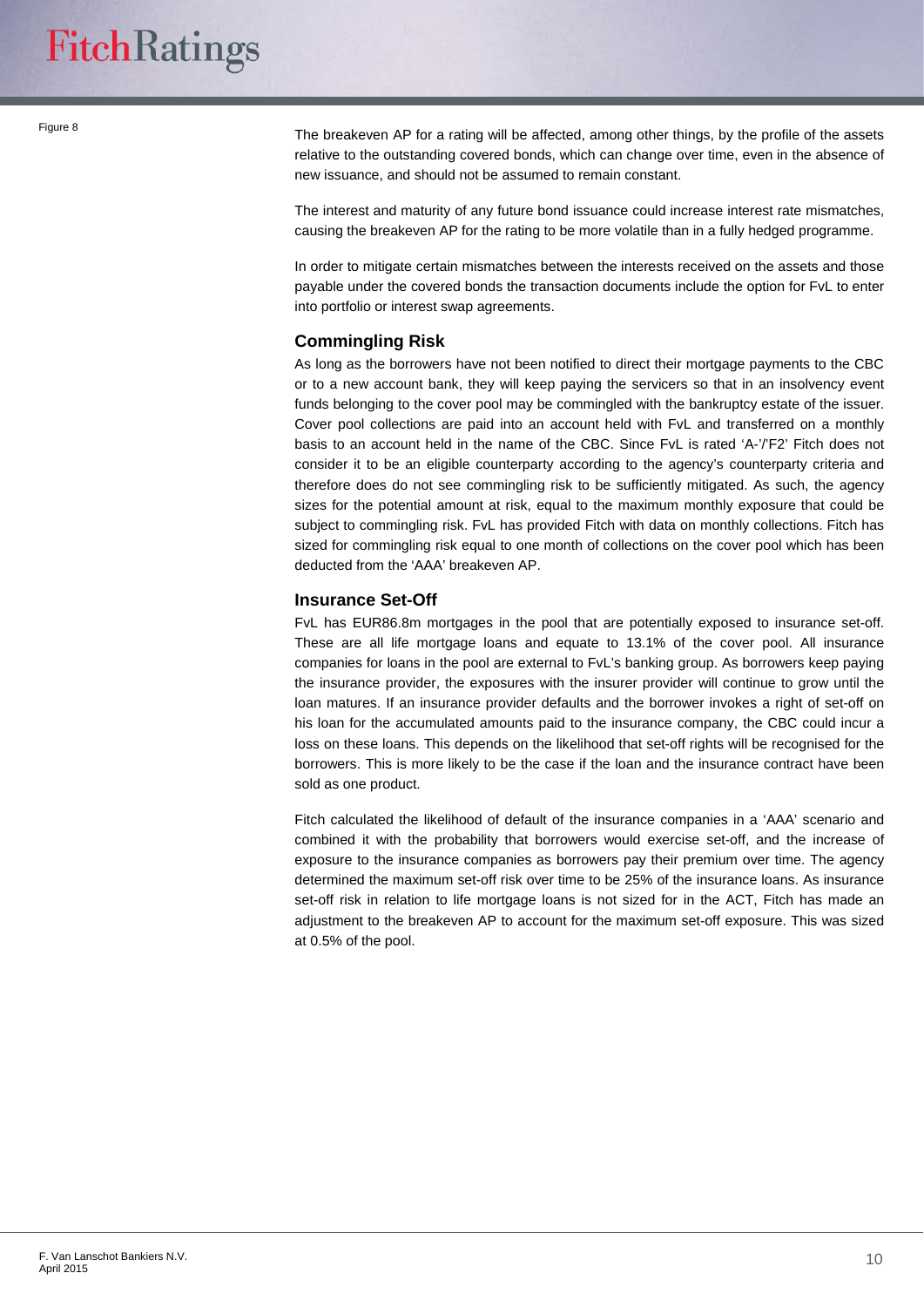Figure 8

The breakeven AP for a rating will be affected, among other things, by the profile of the assets relative to the outstanding covered bonds, which can change over time, even in the absence of new issuance, and should not be assumed to remain constant.

The interest and maturity of any future bond issuance could increase interest rate mismatches, causing the breakeven AP for the rating to be more volatile than in a fully hedged programme.

In order to mitigate certain mismatches between the interests received on the assets and those payable under the covered bonds the transaction documents include the option for FvL to enter into portfolio or interest swap agreements.

### Commingling Risk

As long as the borrowers have not been notified to direct their mortgage payments to the CBC or to a new account bank, they will keep paying the servicers so that in an insolvency event funds belonging to the cover pool may be commingled with the bankruptcy estate of the issuer. Cover pool collections are paid into an account held with FvL and transferred on a monthly basis to an account held in the name of the CBC. Since FvL is rated 'A-'/'F2' Fitch does not consider it to be an eligible counterparty according to the agency's counterparty criteria and therefore does do not see commingling risk to be sufficiently mitigated. As such, the agency sizes for the potential amount at risk, equal to the maximum monthly exposure that could be subject to commingling risk. FvL has provided Fitch with data on monthly collections. Fitch has sized for commingling risk equal to one month of collections on the cover pool which has been deducted from the 'AAA' breakeven AP.

### Insurance Set-Off

FvL has EUR86.8m mortgages in the pool that are potentially exposed to insurance set-off. These are all life mortgage loans and equate to 13.1% of the cover pool. All insurance companies for loans in the pool are external to FvL's banking group. As borrowers keep paying the insurance provider, the exposures with the insurer provider will continue to grow until the loan matures. If an insurance provider defaults and the borrower invokes a right of set-off on his loan for the accumulated amounts paid to the insurance company, the CBC could incur a loss on these loans. This depends on the likelihood that set-off rights will be recognised for the borrowers. This is more likely to be the case if the loan and the insurance contract have been sold as one product.

Fitch calculated the likelihood of default of the insurance companies in a 'AAA' scenario and combined it with the probability that borrowers would exercise set-off, and the increase of exposure to the insurance companies as borrowers pay their premium over time. The agency determined the maximum set-off risk over time to be 25% of the insurance loans. As insurance set-off risk in relation to life mortgage loans is not sized for in the ACT, Fitch has made an adjustment to the breakeven AP to account for the maximum set-off exposure. This was sized at 0.5% of the pool.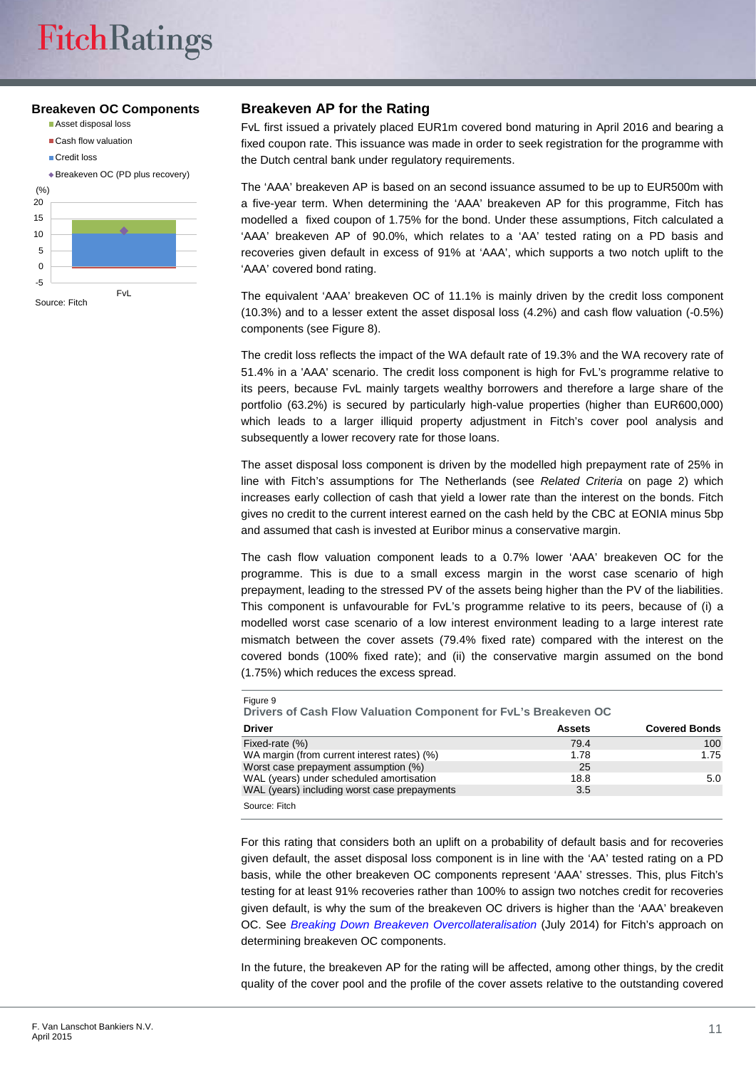## Breakeven OC Components

- Asset disposal loss
- Cash flow valuation
- Credit loss
- Breakeven OC (PD plus recovery)

(%)

Source: Fitch

## Breakeven AP for the Rating

FvL first issued a privately placed EUR1m covered bond maturing in April 2016 and bearing a fixed coupon rate. This issuance was made in order to seek registration for the programme with the Dutch central bank under regulatory requirements.

The 'AAA' breakeven AP is based on an second issuance assumed to be up to EUR500m with a five-year term. When determining the 'AAA' breakeven AP for this programme, Fitch has modelled a fixed coupon of 1.75% for the bond. Under these assumptions, Fitch calculated a 'AAA' breakeven AP of 90.0%, which relates to a 'AA' tested rating on a PD basis and recoveries given default in excess of 91% at 'AAA', which supports a two notch uplift to the 'AAA' covered bond rating.

The equivalent 'AAA' breakeven OC of 11.1% is mainly driven by the credit loss component (10.3%) and to a lesser extent the asset disposal loss (4.2%) and cash flow valuation (-0.5%) components (see Figure 8).

The credit loss reflects the impact of the WA default rate of 19.3% and the WA recovery rate of 51.4% in a 'AAA' scenario. The credit loss component is high for FvL's programme relative to its peers, because FvL mainly targets wealthy borrowers and therefore a large share of the portfolio (63.2%) is secured by particularly high-value properties (higher than EUR600,000) which leads to a larger illiquid property adjustment in Fitch's cover pool analysis and subsequently a lower recovery rate for those loans.

The asset disposal loss component is driven by the modelled high prepayment rate of 25% in line with Fitch's assumptions for The Netherlands (see *Related Criteria* on page 2) which increases early collection of cash that yield a lower rate than the interest on the bonds. Fitch gives no credit to the current interest earned on the cash held by the CBC at EONIA minus 5bp and assumed that cash is invested at Euribor minus a conservative margin.

The cash flow valuation component leads to a 0.7% lower 'AAA' breakeven OC for the programme. This is due to a small excess margin in the worst case scenario of high prepayment, leading to the stressed PV of the assets being higher than the PV of the liabilities. This component is unfavourable for FvL's programme relative to its peers, because of (i) a modelled worst case scenario of a low interest environment leading to a large interest rate mismatch between the cover assets (79.4% fixed rate) compared with the interest on the covered bonds (100% fixed rate); and (ii) the conservative margin assumed on the bond (1.75%) which reduces the excess spread.

Figure 9
**Drivers of Cash Flow Valuation Component for FvL's Breakeven OC**

| Driver | Assets | Covered Bonds |
|---|---|---|
| Fixed-rate (%) | 79.4 | 100 |
| WA margin (from current interest rates) (%) | 1.78 | 1.75 |
| Worst case prepayment assumption (%) | 25 | |
| WAL (years) under scheduled amortisation | 18.8 | 5.0 |
| WAL (years) including worst case prepayments | 3.5 | |

Source: Fitch

For this rating that considers both an uplift on a probability of default basis and for recoveries given default, the asset disposal loss component is in line with the 'AA' tested rating on a PD basis, while the other breakeven OC components represent 'AAA' stresses. This, plus Fitch's testing for at least 91% recoveries rather than 100% to assign two notches credit for recoveries given default, is why the sum of the breakeven OC drivers is higher than the 'AAA' breakeven OC. See *Breaking Down Breakeven Overcollateralisation* (July 2014) for Fitch's approach on determining breakeven OC components.

In the future, the breakeven AP for the rating will be affected, among other things, by the credit quality of the cover pool and the profile of the cover assets relative to the outstanding covered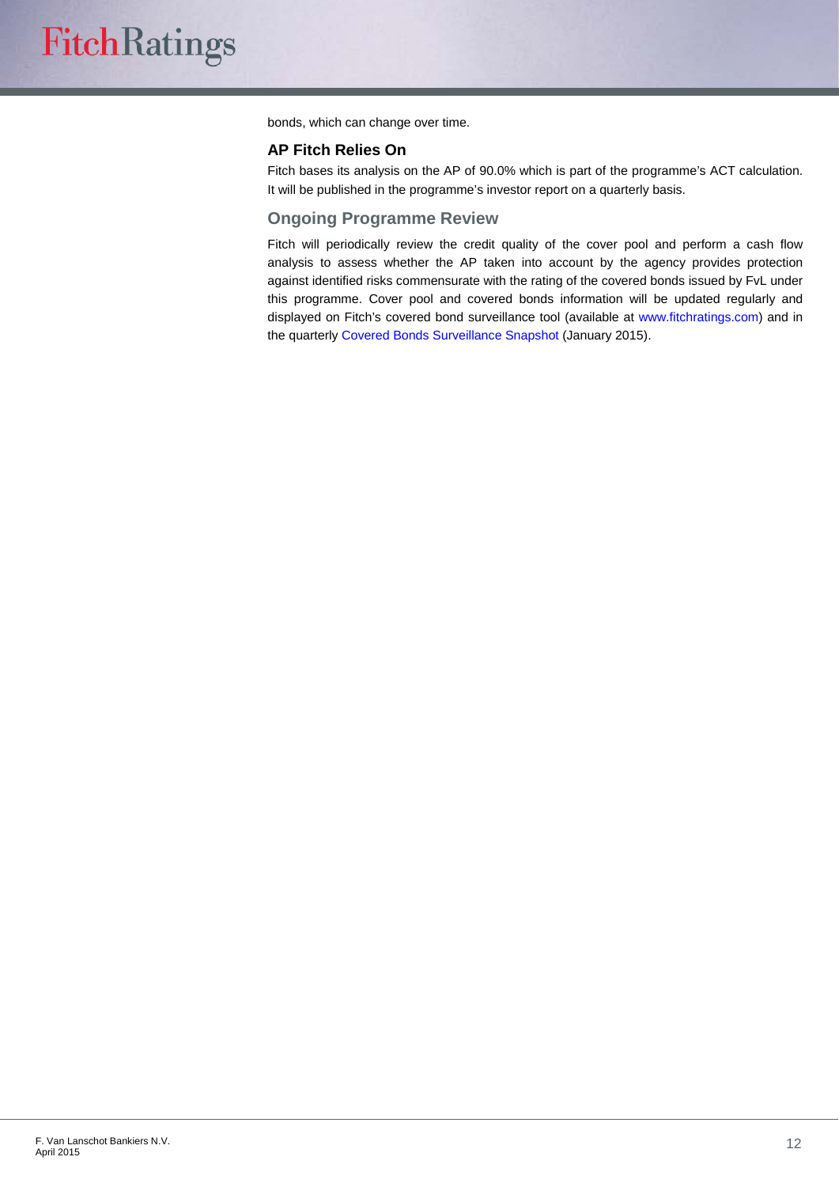bonds, which can change over time.

### AP Fitch Relies On

Fitch bases its analysis on the AP of 90.0% which is part of the programme's ACT calculation. It will be published in the programme's investor report on a quarterly basis.

## Ongoing Programme Review

Fitch will periodically review the credit quality of the cover pool and perform a cash flow analysis to assess whether the AP taken into account by the agency provides protection against identified risks commensurate with the rating of the covered bonds issued by FvL under this programme. Cover pool and covered bonds information will be updated regularly and displayed on Fitch's covered bond surveillance tool (available at www.fitchratings.com) and in the quarterly Covered Bonds Surveillance Snapshot (January 2015).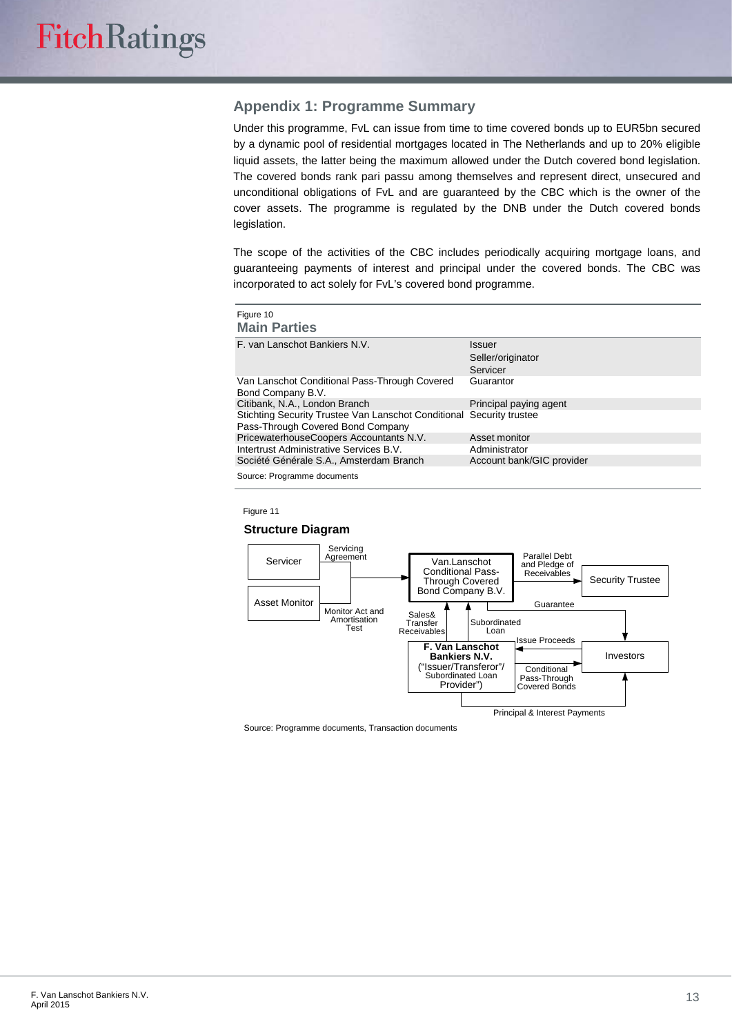## Appendix 1: Programme Summary

Under this programme, FvL can issue from time to time covered bonds up to EUR5bn secured by a dynamic pool of residential mortgages located in The Netherlands and up to 20% eligible liquid assets, the latter being the maximum allowed under the Dutch covered bond legislation. The covered bonds rank pari passu among themselves and represent direct, unsecured and unconditional obligations of FvL and are guaranteed by the CBC which is the owner of the cover assets. The programme is regulated by the DNB under the Dutch covered bonds legislation.

The scope of the activities of the CBC includes periodically acquiring mortgage loans, and guaranteeing payments of interest and principal under the covered bonds. The CBC was incorporated to act solely for FvL's covered bond programme.

Figure 10

**Main Parties**

| | |
|---|---|
| F. van Lanschot Bankiers N.V. | Issuer<br>Seller/originator<br>Servicer |
| Van Lanschot Conditional Pass-Through Covered Bond Company B.V. | Guarantor |
| Citibank, N.A., London Branch | Principal paying agent |
| Stichting Security Trustee Van Lanschot Conditional Pass-Through Covered Bond Company | Security trustee |
| PricewaterhouseCoopers Accountants N.V. | Asset monitor |
| Intertrust Administrative Services B.V. | Administrator |
| Société Générale S.A., Amsterdam Branch | Account bank/GIC provider |

Source: Programme documents

Figure 11

**Structure Diagram**

Servicer — Servicing Agreement → Van.Lanschot Conditional Pass-Through Covered Bond Company B.V.

Asset Monitor — Monitor Act and Amortisation Test → Van.Lanschot Conditional Pass-Through Covered Bond Company B.V.

Van.Lanschot Conditional Pass-Through Covered Bond Company B.V. — Parallel Debt and Pledge of Receivables → Security Trustee

Van.Lanschot Conditional Pass-Through Covered Bond Company B.V. — Guarantee → Investors

F. Van Lanschot Bankiers N.V. ("Issuer/Transferor"/ Subordinated Loan Provider") — Sales& Transfer Receivables → Van.Lanschot Conditional Pass-Through Covered Bond Company B.V.

F. Van Lanschot Bankiers N.V. — Subordinated Loan → Van.Lanschot Conditional Pass-Through Covered Bond Company B.V.

Investors — Issue Proceeds → F. Van Lanschot Bankiers N.V.

F. Van Lanschot Bankiers N.V. — Conditional Pass-Through Covered Bonds → Investors

F. Van Lanschot Bankiers N.V. — Principal & Interest Payments → Investors

Source: Programme documents, Transaction documents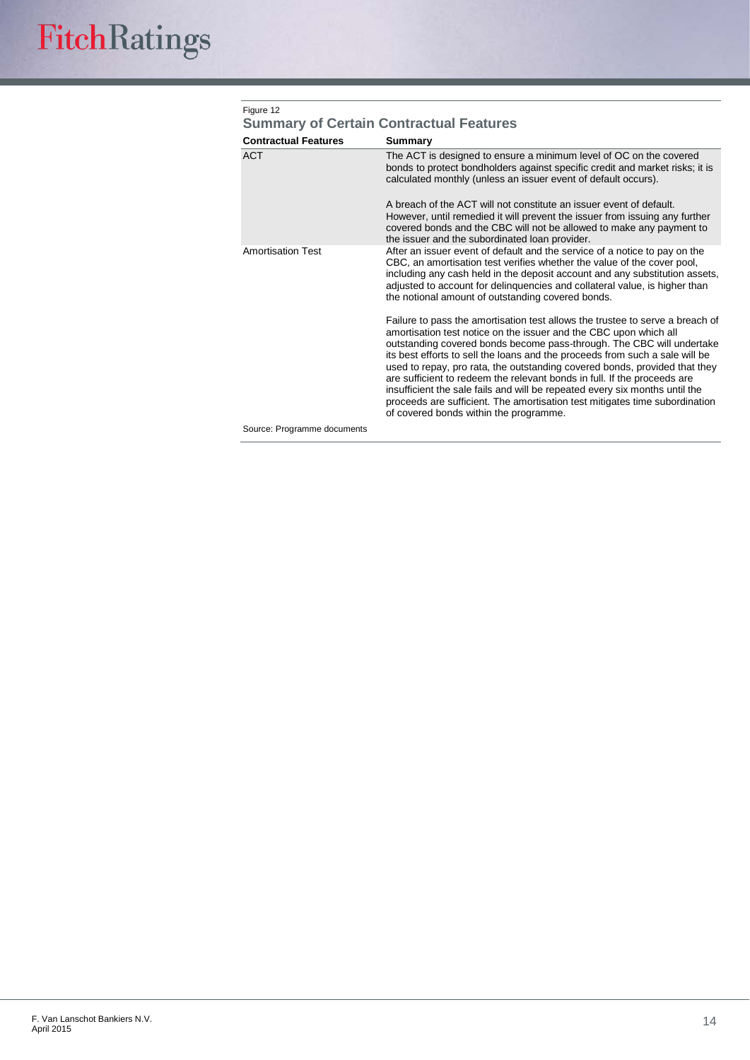Figure 12

### Summary of Certain Contractual Features

| Contractual Features | Summary |
|---|---|
| ACT | The ACT is designed to ensure a minimum level of OC on the covered bonds to protect bondholders against specific credit and market risks; it is calculated monthly (unless an issuer event of default occurs).<br><br>A breach of the ACT will not constitute an issuer event of default. However, until remedied it will prevent the issuer from issuing any further covered bonds and the CBC will not be allowed to make any payment to the issuer and the subordinated loan provider. |
| Amortisation Test | After an issuer event of default and the service of a notice to pay on the CBC, an amortisation test verifies whether the value of the cover pool, including any cash held in the deposit account and any substitution assets, adjusted to account for delinquencies and collateral value, is higher than the notional amount of outstanding covered bonds.<br><br>Failure to pass the amortisation test allows the trustee to serve a breach of amortisation test notice on the issuer and the CBC upon which all outstanding covered bonds become pass-through. The CBC will undertake its best efforts to sell the loans and the proceeds from such a sale will be used to repay, pro rata, the outstanding covered bonds, provided that they are sufficient to redeem the relevant bonds in full. If the proceeds are insufficient the sale fails and will be repeated every six months until the proceeds are sufficient. The amortisation test mitigates time subordination of covered bonds within the programme. |

Source: Programme documents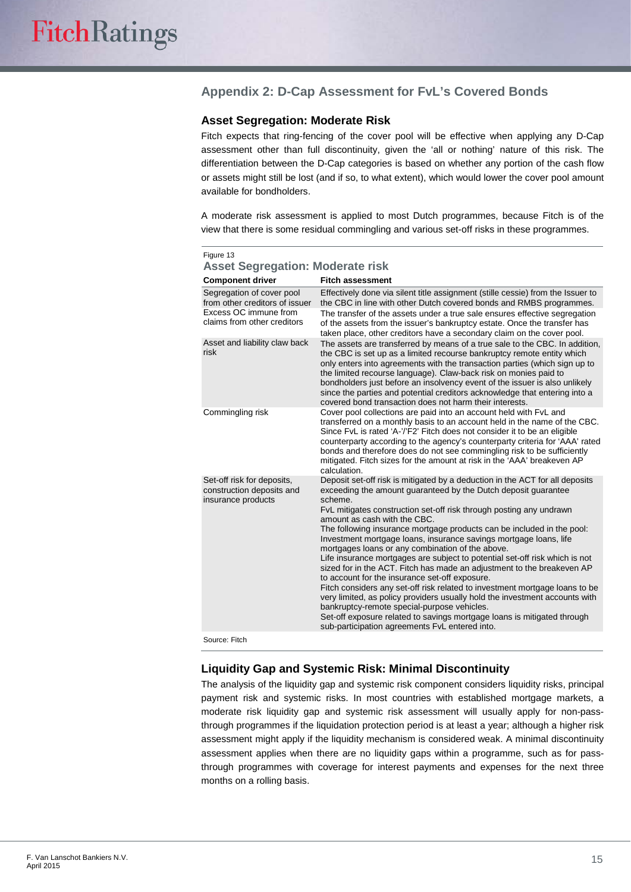## Appendix 2: D-Cap Assessment for FvL's Covered Bonds

### Asset Segregation: Moderate Risk

Fitch expects that ring-fencing of the cover pool will be effective when applying any D-Cap assessment other than full discontinuity, given the 'all or nothing' nature of this risk. The differentiation between the D-Cap categories is based on whether any portion of the cash flow or assets might still be lost (and if so, to what extent), which would lower the cover pool amount available for bondholders.

A moderate risk assessment is applied to most Dutch programmes, because Fitch is of the view that there is some residual commingling and various set-off risks in these programmes.

Figure 13

**Asset Segregation: Moderate risk**

| Component driver | Fitch assessment |
|---|---|
| Segregation of cover pool from other creditors of issuer | Effectively done via silent title assignment (stille cessie) from the Issuer to the CBC in line with other Dutch covered bonds and RMBS programmes. |
| Excess OC immune from claims from other creditors | The transfer of the assets under a true sale ensures effective segregation of the assets from the issuer's bankruptcy estate. Once the transfer has taken place, other creditors have a secondary claim on the cover pool. |
| Asset and liability claw back risk | The assets are transferred by means of a true sale to the CBC. In addition, the CBC is set up as a limited recourse bankruptcy remote entity which only enters into agreements with the transaction parties (which sign up to the limited recourse language). Claw-back risk on monies paid to bondholders just before an insolvency event of the issuer is also unlikely since the parties and potential creditors acknowledge that entering into a covered bond transaction does not harm their interests. |
| Commingling risk | Cover pool collections are paid into an account held with FvL and transferred on a monthly basis to an account held in the name of the CBC. Since FvL is rated 'A-'/'F2' Fitch does not consider it to be an eligible counterparty according to the agency's counterparty criteria for 'AAA' rated bonds and therefore does not see commingling risk to be sufficiently mitigated. Fitch sizes for the amount at risk in the 'AAA' breakeven AP calculation. |
| Set-off risk for deposits, construction deposits and insurance products | Deposit set-off risk is mitigated by a deduction in the ACT for all deposits exceeding the amount guaranteed by the Dutch deposit guarantee scheme.<br>FvL mitigates construction set-off risk through posting any undrawn amount as cash with the CBC.<br>The following insurance mortgage products can be included in the pool: Investment mortgage loans, insurance savings mortgage loans, life mortgages loans or any combination of the above.<br>Life insurance mortgages are subject to potential set-off risk which is not sized for in the ACT. Fitch has made an adjustment to the breakeven AP to account for the insurance set-off exposure.<br>Fitch considers any set-off risk related to investment mortgage loans to be very limited, as policy providers usually hold the investment accounts with bankruptcy-remote special-purpose vehicles.<br>Set-off exposure related to savings mortgage loans is mitigated through sub-participation agreements FvL entered into. |

Source: Fitch

### Liquidity Gap and Systemic Risk: Minimal Discontinuity

The analysis of the liquidity gap and systemic risk component considers liquidity risks, principal payment risk and systemic risks. In most countries with established mortgage markets, a moderate risk liquidity gap and systemic risk assessment will usually apply for non-pass-through programmes if the liquidation protection period is at least a year; although a higher risk assessment might apply if the liquidity mechanism is considered weak. A minimal discontinuity assessment applies when there are no liquidity gaps within a programme, such as for pass-through programmes with coverage for interest payments and expenses for the next three months on a rolling basis.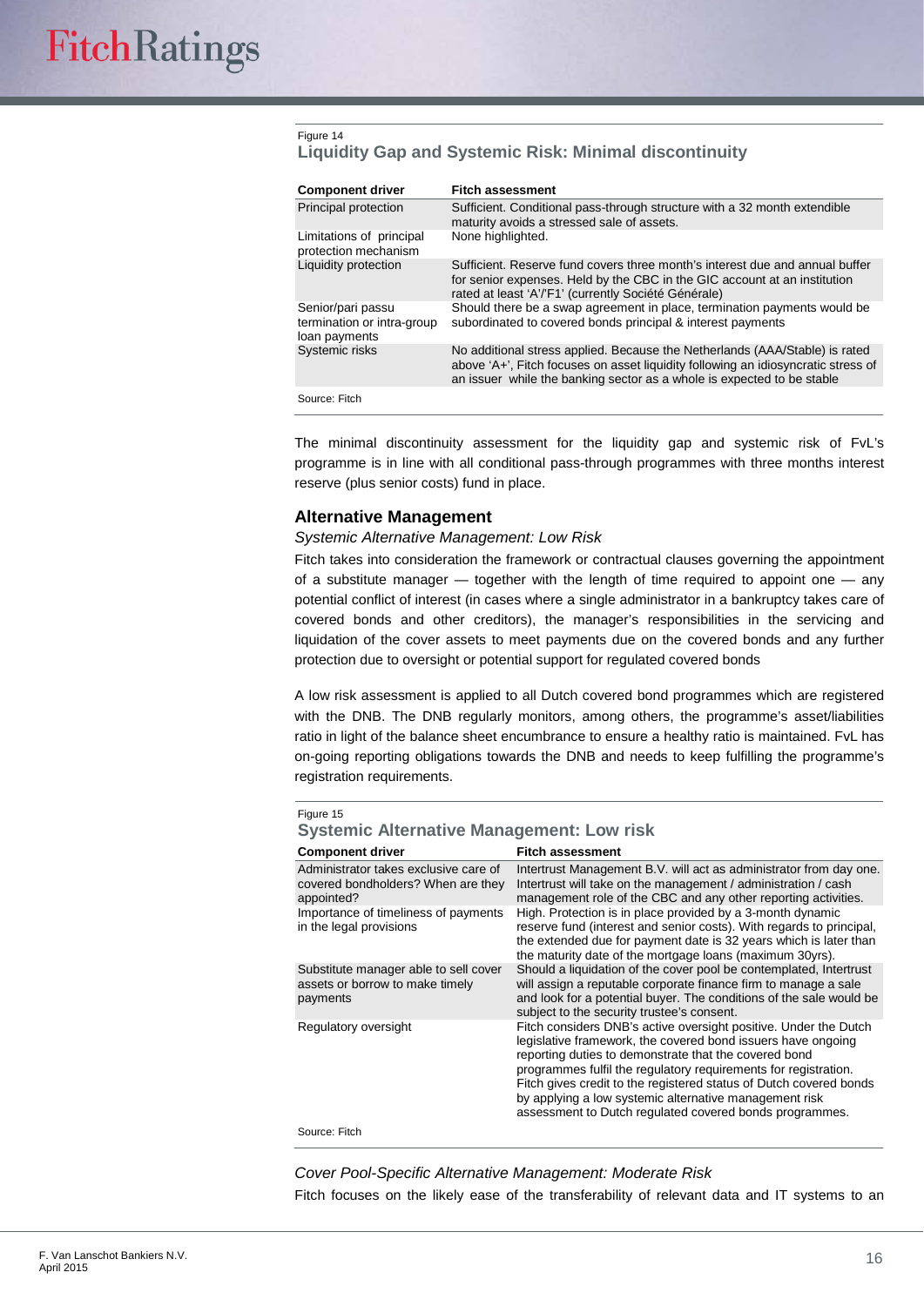Figure 14

**Liquidity Gap and Systemic Risk: Minimal discontinuity**

| Component driver | Fitch assessment |
|---|---|
| Principal protection | Sufficient. Conditional pass-through structure with a 32 month extendible maturity avoids a stressed sale of assets. |
| Limitations of principal protection mechanism | None highlighted. |
| Liquidity protection | Sufficient. Reserve fund covers three month's interest due and annual buffer for senior expenses. Held by the CBC in the GIC account at an institution rated at least 'A'/'F1' (currently Société Générale) |
| Senior/pari passu termination or intra-group loan payments | Should there be a swap agreement in place, termination payments would be subordinated to covered bonds principal & interest payments |
| Systemic risks | No additional stress applied. Because the Netherlands (AAA/Stable) is rated above 'A+', Fitch focuses on asset liquidity following an idiosyncratic stress of an issuer while the banking sector as a whole is expected to be stable |

Source: Fitch

The minimal discontinuity assessment for the liquidity gap and systemic risk of FvL's programme is in line with all conditional pass-through programmes with three months interest reserve (plus senior costs) fund in place.

## Alternative Management

*Systemic Alternative Management: Low Risk*

Fitch takes into consideration the framework or contractual clauses governing the appointment of a substitute manager — together with the length of time required to appoint one — any potential conflict of interest (in cases where a single administrator in a bankruptcy takes care of covered bonds and other creditors), the manager's responsibilities in the servicing and liquidation of the cover assets to meet payments due on the covered bonds and any further protection due to oversight or potential support for regulated covered bonds

A low risk assessment is applied to all Dutch covered bond programmes which are registered with the DNB. The DNB regularly monitors, among others, the programme's asset/liabilities ratio in light of the balance sheet encumbrance to ensure a healthy ratio is maintained. FvL has on-going reporting obligations towards the DNB and needs to keep fulfilling the programme's registration requirements.

Figure 15

**Systemic Alternative Management: Low risk**

| Component driver | Fitch assessment |
|---|---|
| Administrator takes exclusive care of covered bondholders? When are they appointed? | Intertrust Management B.V. will act as administrator from day one. Intertrust will take on the management / administration / cash management role of the CBC and any other reporting activities. |
| Importance of timeliness of payments in the legal provisions | High. Protection is in place provided by a 3-month dynamic reserve fund (interest and senior costs). With regards to principal, the extended due for payment date is 32 years which is later than the maturity date of the mortgage loans (maximum 30yrs). |
| Substitute manager able to sell cover assets or borrow to make timely payments | Should a liquidation of the cover pool be contemplated, Intertrust will assign a reputable corporate finance firm to manage a sale and look for a potential buyer. The conditions of the sale would be subject to the security trustee's consent. |
| Regulatory oversight | Fitch considers DNB's active oversight positive. Under the Dutch legislative framework, the covered bond issuers have ongoing reporting duties to demonstrate that the covered bond programmes fulfil the regulatory requirements for registration. Fitch gives credit to the registered status of Dutch covered bonds by applying a low systemic alternative management risk assessment to Dutch regulated covered bonds programmes. |

Source: Fitch

*Cover Pool-Specific Alternative Management: Moderate Risk*

Fitch focuses on the likely ease of the transferability of relevant data and IT systems to an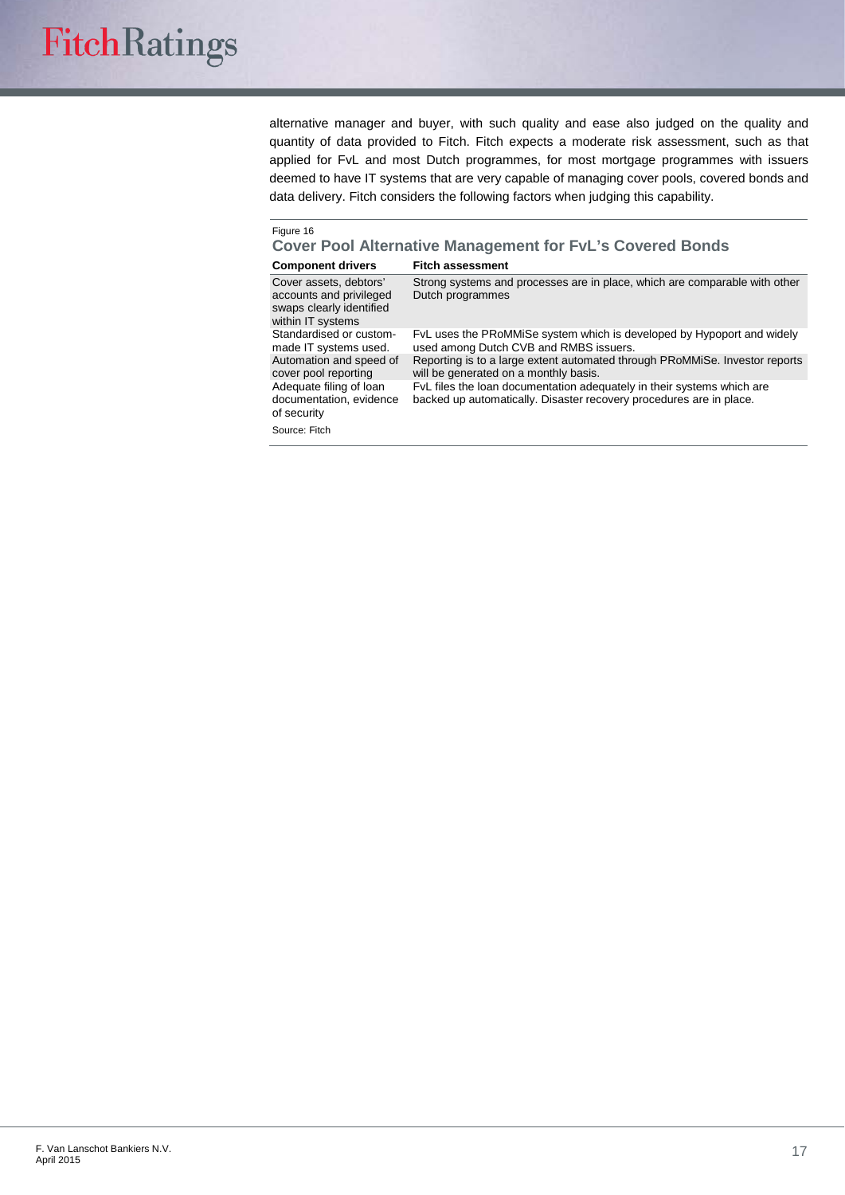alternative manager and buyer, with such quality and ease also judged on the quality and quantity of data provided to Fitch. Fitch expects a moderate risk assessment, such as that applied for FvL and most Dutch programmes, for most mortgage programmes with issuers deemed to have IT systems that are very capable of managing cover pools, covered bonds and data delivery. Fitch considers the following factors when judging this capability.

Figure 16

**Cover Pool Alternative Management for FvL's Covered Bonds**

| Component drivers | Fitch assessment |
|---|---|
| Cover assets, debtors' accounts and privileged swaps clearly identified within IT systems | Strong systems and processes are in place, which are comparable with other Dutch programmes |
| Standardised or custom-made IT systems used. | FvL uses the PRoMMiSe system which is developed by Hypoport and widely used among Dutch CVB and RMBS issuers. |
| Automation and speed of cover pool reporting | Reporting is to a large extent automated through PRoMMiSe. Investor reports will be generated on a monthly basis. |
| Adequate filing of loan documentation, evidence of security | FvL files the loan documentation adequately in their systems which are backed up automatically. Disaster recovery procedures are in place. |

Source: Fitch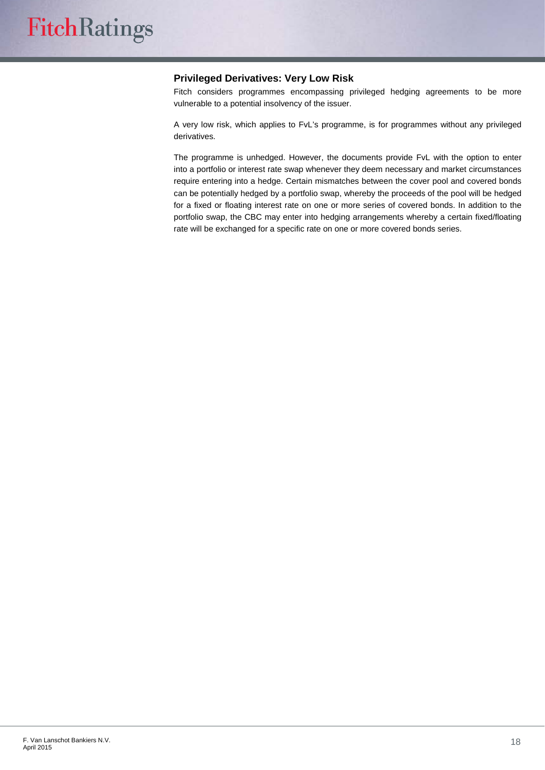### Privileged Derivatives: Very Low Risk

Fitch considers programmes encompassing privileged hedging agreements to be more vulnerable to a potential insolvency of the issuer.

A very low risk, which applies to FvL's programme, is for programmes without any privileged derivatives.

The programme is unhedged. However, the documents provide FvL with the option to enter into a portfolio or interest rate swap whenever they deem necessary and market circumstances require entering into a hedge. Certain mismatches between the cover pool and covered bonds can be potentially hedged by a portfolio swap, whereby the proceeds of the pool will be hedged for a fixed or floating interest rate on one or more series of covered bonds. In addition to the portfolio swap, the CBC may enter into hedging arrangements whereby a certain fixed/floating rate will be exchanged for a specific rate on one or more covered bonds series.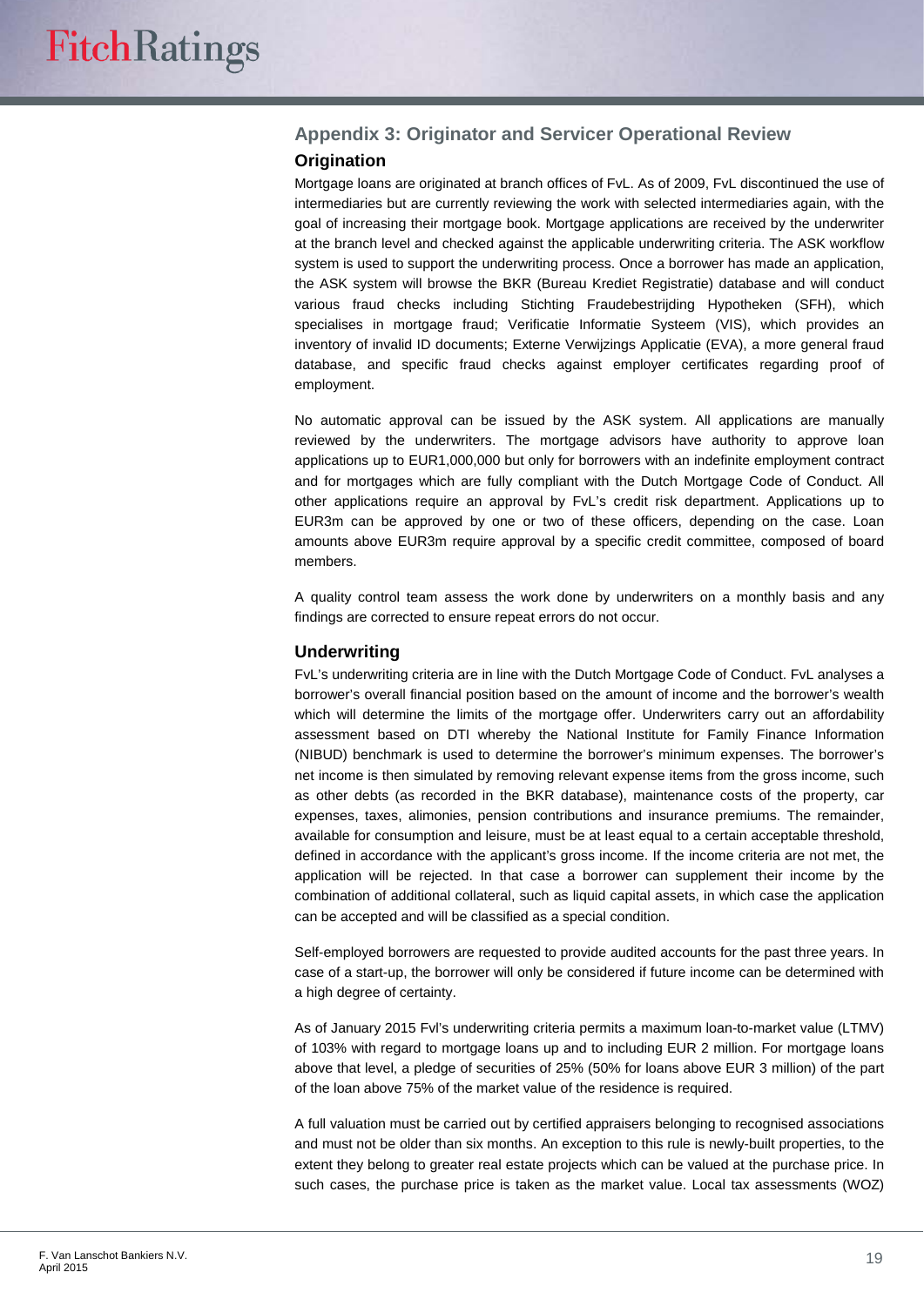## Appendix 3: Originator and Servicer Operational Review

### Origination

Mortgage loans are originated at branch offices of FvL. As of 2009, FvL discontinued the use of intermediaries but are currently reviewing the work with selected intermediaries again, with the goal of increasing their mortgage book. Mortgage applications are received by the underwriter at the branch level and checked against the applicable underwriting criteria. The ASK workflow system is used to support the underwriting process. Once a borrower has made an application, the ASK system will browse the BKR (Bureau Krediet Registratie) database and will conduct various fraud checks including Stichting Fraudebestrijding Hypotheken (SFH), which specialises in mortgage fraud; Verificatie Informatie Systeem (VIS), which provides an inventory of invalid ID documents; Externe Verwijzings Applicatie (EVA), a more general fraud database, and specific fraud checks against employer certificates regarding proof of employment.

No automatic approval can be issued by the ASK system. All applications are manually reviewed by the underwriters. The mortgage advisors have authority to approve loan applications up to EUR1,000,000 but only for borrowers with an indefinite employment contract and for mortgages which are fully compliant with the Dutch Mortgage Code of Conduct. All other applications require an approval by FvL's credit risk department. Applications up to EUR3m can be approved by one or two of these officers, depending on the case. Loan amounts above EUR3m require approval by a specific credit committee, composed of board members.

A quality control team assess the work done by underwriters on a monthly basis and any findings are corrected to ensure repeat errors do not occur.

### Underwriting

FvL's underwriting criteria are in line with the Dutch Mortgage Code of Conduct. FvL analyses a borrower's overall financial position based on the amount of income and the borrower's wealth which will determine the limits of the mortgage offer. Underwriters carry out an affordability assessment based on DTI whereby the National Institute for Family Finance Information (NIBUD) benchmark is used to determine the borrower's minimum expenses. The borrower's net income is then simulated by removing relevant expense items from the gross income, such as other debts (as recorded in the BKR database), maintenance costs of the property, car expenses, taxes, alimonies, pension contributions and insurance premiums. The remainder, available for consumption and leisure, must be at least equal to a certain acceptable threshold, defined in accordance with the applicant's gross income. If the income criteria are not met, the application will be rejected. In that case a borrower can supplement their income by the combination of additional collateral, such as liquid capital assets, in which case the application can be accepted and will be classified as a special condition.

Self-employed borrowers are requested to provide audited accounts for the past three years. In case of a start-up, the borrower will only be considered if future income can be determined with a high degree of certainty.

As of January 2015 Fvl's underwriting criteria permits a maximum loan-to-market value (LTMV) of 103% with regard to mortgage loans up and to including EUR 2 million. For mortgage loans above that level, a pledge of securities of 25% (50% for loans above EUR 3 million) of the part of the loan above 75% of the market value of the residence is required.

A full valuation must be carried out by certified appraisers belonging to recognised associations and must not be older than six months. An exception to this rule is newly-built properties, to the extent they belong to greater real estate projects which can be valued at the purchase price. In such cases, the purchase price is taken as the market value. Local tax assessments (WOZ)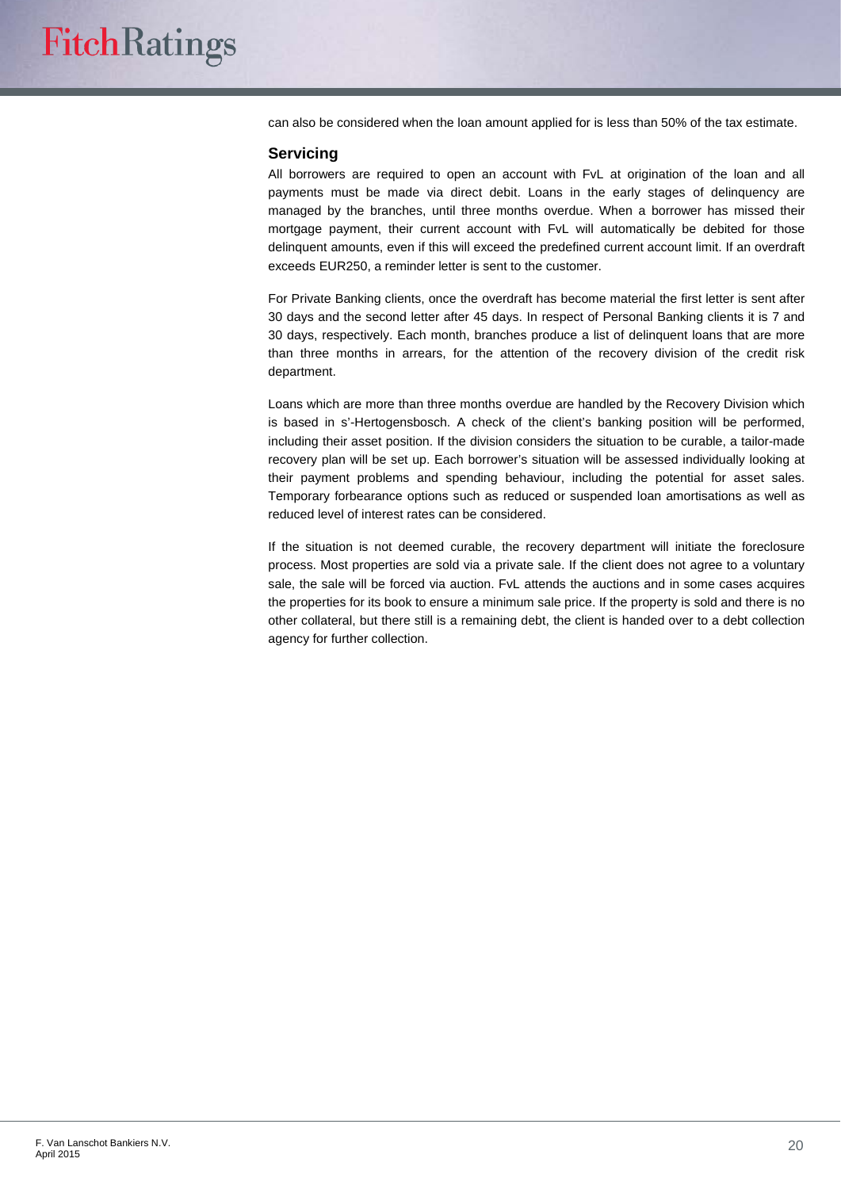can also be considered when the loan amount applied for is less than 50% of the tax estimate.

### Servicing

All borrowers are required to open an account with FvL at origination of the loan and all payments must be made via direct debit. Loans in the early stages of delinquency are managed by the branches, until three months overdue. When a borrower has missed their mortgage payment, their current account with FvL will automatically be debited for those delinquent amounts, even if this will exceed the predefined current account limit. If an overdraft exceeds EUR250, a reminder letter is sent to the customer.

For Private Banking clients, once the overdraft has become material the first letter is sent after 30 days and the second letter after 45 days. In respect of Personal Banking clients it is 7 and 30 days, respectively. Each month, branches produce a list of delinquent loans that are more than three months in arrears, for the attention of the recovery division of the credit risk department.

Loans which are more than three months overdue are handled by the Recovery Division which is based in s'-Hertogensbosch. A check of the client's banking position will be performed, including their asset position. If the division considers the situation to be curable, a tailor-made recovery plan will be set up. Each borrower's situation will be assessed individually looking at their payment problems and spending behaviour, including the potential for asset sales. Temporary forbearance options such as reduced or suspended loan amortisations as well as reduced level of interest rates can be considered.

If the situation is not deemed curable, the recovery department will initiate the foreclosure process. Most properties are sold via a private sale. If the client does not agree to a voluntary sale, the sale will be forced via auction. FvL attends the auctions and in some cases acquires the properties for its book to ensure a minimum sale price. If the property is sold and there is no other collateral, but there still is a remaining debt, the client is handed over to a debt collection agency for further collection.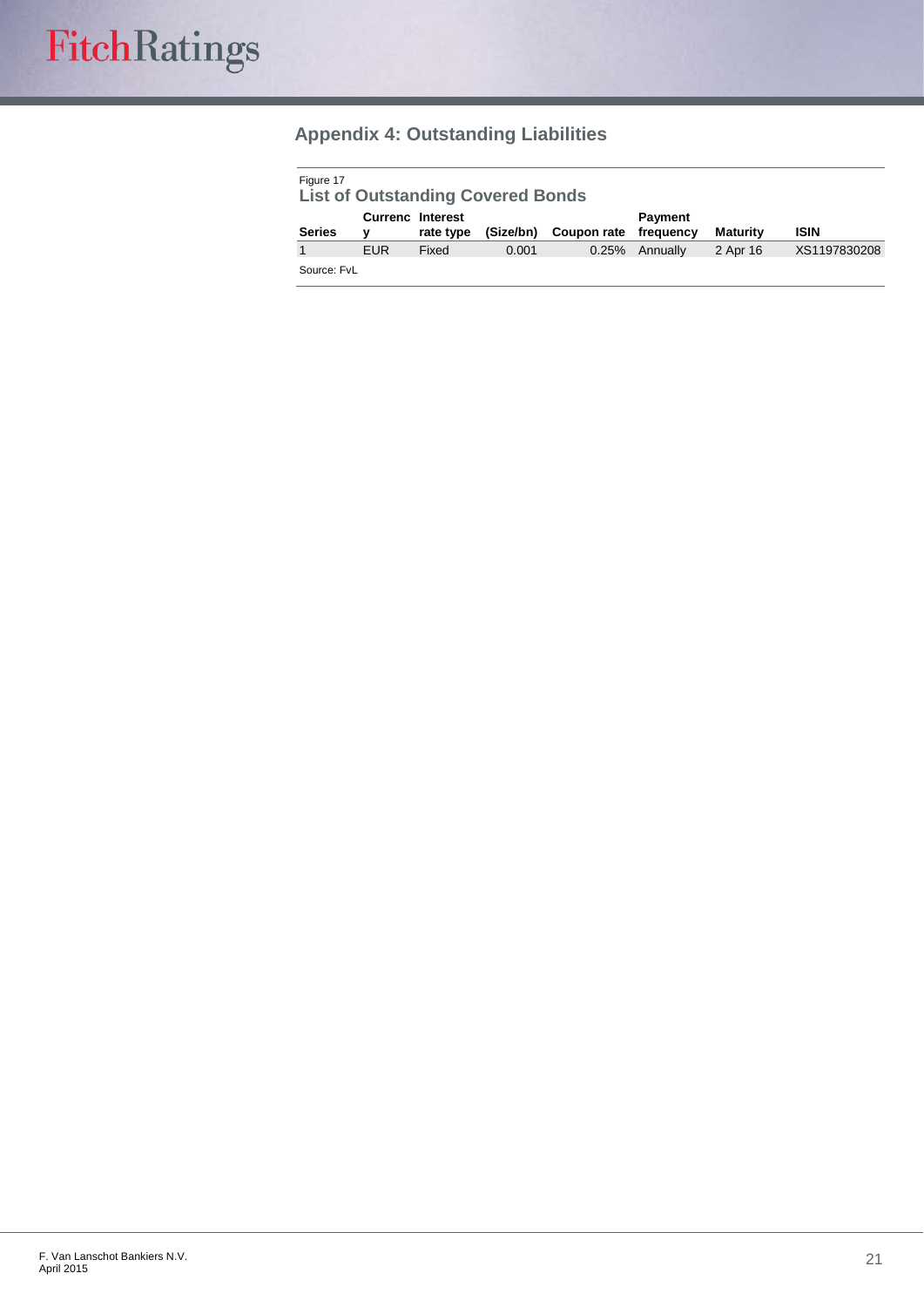## Appendix 4: Outstanding Liabilities

Figure 17

**List of Outstanding Covered Bonds**

| Series | Currency | Interest rate type | (Size/bn) | Coupon rate | Payment frequency | Maturity | ISIN |
|---|---|---|---|---|---|---|---|
| 1 | EUR | Fixed | 0.001 | 0.25% | Annually | 2 Apr 16 | XS1197830208 |

Source: FvL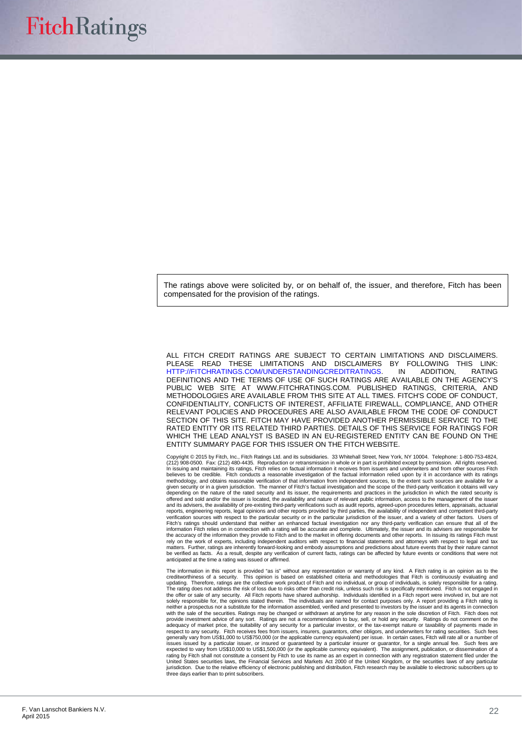The ratings above were solicited by, or on behalf of, the issuer, and therefore, Fitch has been compensated for the provision of the ratings.

ALL FITCH CREDIT RATINGS ARE SUBJECT TO CERTAIN LIMITATIONS AND DISCLAIMERS. PLEASE READ THESE LIMITATIONS AND DISCLAIMERS BY FOLLOWING THIS LINK: HTTP://FITCHRATINGS.COM/UNDERSTANDINGCREDITRATINGS. IN ADDITION, RATING DEFINITIONS AND THE TERMS OF USE OF SUCH RATINGS ARE AVAILABLE ON THE AGENCY'S PUBLIC WEB SITE AT WWW.FITCHRATINGS.COM. PUBLISHED RATINGS, CRITERIA, AND METHODOLOGIES ARE AVAILABLE FROM THIS SITE AT ALL TIMES. FITCH'S CODE OF CONDUCT, CONFIDENTIALITY, CONFLICTS OF INTEREST, AFFILIATE FIREWALL, COMPLIANCE, AND OTHER RELEVANT POLICIES AND PROCEDURES ARE ALSO AVAILABLE FROM THE CODE OF CONDUCT SECTION OF THIS SITE. FITCH MAY HAVE PROVIDED ANOTHER PERMISSIBLE SERVICE TO THE RATED ENTITY OR ITS RELATED THIRD PARTIES. DETAILS OF THIS SERVICE FOR RATINGS FOR WHICH THE LEAD ANALYST IS BASED IN AN EU-REGISTERED ENTITY CAN BE FOUND ON THE ENTITY SUMMARY PAGE FOR THIS ISSUER ON THE FITCH WEBSITE.

Copyright © 2015 by Fitch, Inc., Fitch Ratings Ltd. and its subsidiaries. 33 Whitehall Street, New York, NY 10004. Telephone: 1-800-753-4824, (212) 908-0500. Fax: (212) 480-4435. Reproduction or retransmission in whole or in part is prohibited except by permission. All rights reserved. In issuing and maintaining its ratings, Fitch relies on factual information it receives from issuers and underwriters and from other sources Fitch believes to be credible. Fitch conducts a reasonable investigation of the factual information relied upon by it in accordance with its ratings methodology, and obtains reasonable verification of that information from independent sources, to the extent such sources are available for a given security or in a given jurisdiction. The manner of Fitch's factual investigation and the scope of the third-party verification it obtains will vary depending on the nature of the rated security and its issuer, the requirements and practices in the jurisdiction in which the rated security is offered and sold and/or the issuer is located, the availability and nature of relevant public information, access to the management of the issuer and its advisers, the availability of pre-existing third-party verifications such as audit reports, agreed-upon procedures letters, appraisals, actuarial reports, engineering reports, legal opinions and other reports provided by third parties, the availability of independent and competent third-party verification sources with respect to the particular security or in the particular jurisdiction of the issuer, and a variety of other factors. Users of Fitch's ratings should understand that neither an enhanced factual investigation nor any third-party verification can ensure that all of the information Fitch relies on in connection with a rating will be accurate and complete. Ultimately, the issuer and its advisers are responsible for the accuracy of the information they provide to Fitch and to the market in offering documents and other reports. In issuing its ratings Fitch must rely on the work of experts, including independent auditors with respect to financial statements and attorneys with respect to legal and tax matters. Further, ratings are inherently forward-looking and embody assumptions and predictions about future events that by their nature cannot be verified as facts. As a result, despite any verification of current facts, ratings can be affected by future events or conditions that were not anticipated at the time a rating was issued or affirmed.

The information in this report is provided "as is" without any representation or warranty of any kind. A Fitch rating is an opinion as to the creditworthiness of a security. This opinion is based on established criteria and methodologies that Fitch is continuously evaluating and updating. Therefore, ratings are the collective work product of Fitch and no individual, or group of individuals, is solely responsible for a rating. The rating does not address the risk of loss due to risks other than credit risk, unless such risk is specifically mentioned. Fitch is not engaged in the offer or sale of any security. All Fitch reports have shared authorship. Individuals identified in a Fitch report were involved in, but are not solely responsible for, the opinions stated therein. The individuals are named for contact purposes only. A report providing a Fitch rating is neither a prospectus nor a substitute for the information assembled, verified and presented to investors by the issuer and its agents in connection with the sale of the securities. Ratings may be changed or withdrawn at anytime for any reason in the sole discretion of Fitch. Fitch does not provide investment advice of any sort. Ratings are not a recommendation to buy, sell, or hold any security. Ratings do not comment on the adequacy of market price, the suitability of any security for a particular investor, or the tax-exempt nature or taxability of payments made in respect to any security. Fitch receives fees from issuers, insurers, guarantors, other obligors, and underwriters for rating securities. Such fees generally vary from US$1,000 to US$750,000 (or the applicable currency equivalent) per issue. In certain cases, Fitch will rate all or a number of issues issued by a particular issuer, or insured or guaranteed by a particular insurer or guarantor, for a single annual fee. Such fees are expected to vary from US$10,000 to US$1,500,000 (or the applicable currency equivalent). The assignment, publication, or dissemination of a rating by Fitch shall not constitute a consent by Fitch to use its name as an expert in connection with any registration statement filed under the United States securities laws, the Financial Services and Markets Act 2000 of the United Kingdom, or the securities laws of any particular jurisdiction. Due to the relative efficiency of electronic publishing and distribution, Fitch research may be available to electronic subscribers up to three days earlier than to print subscribers.